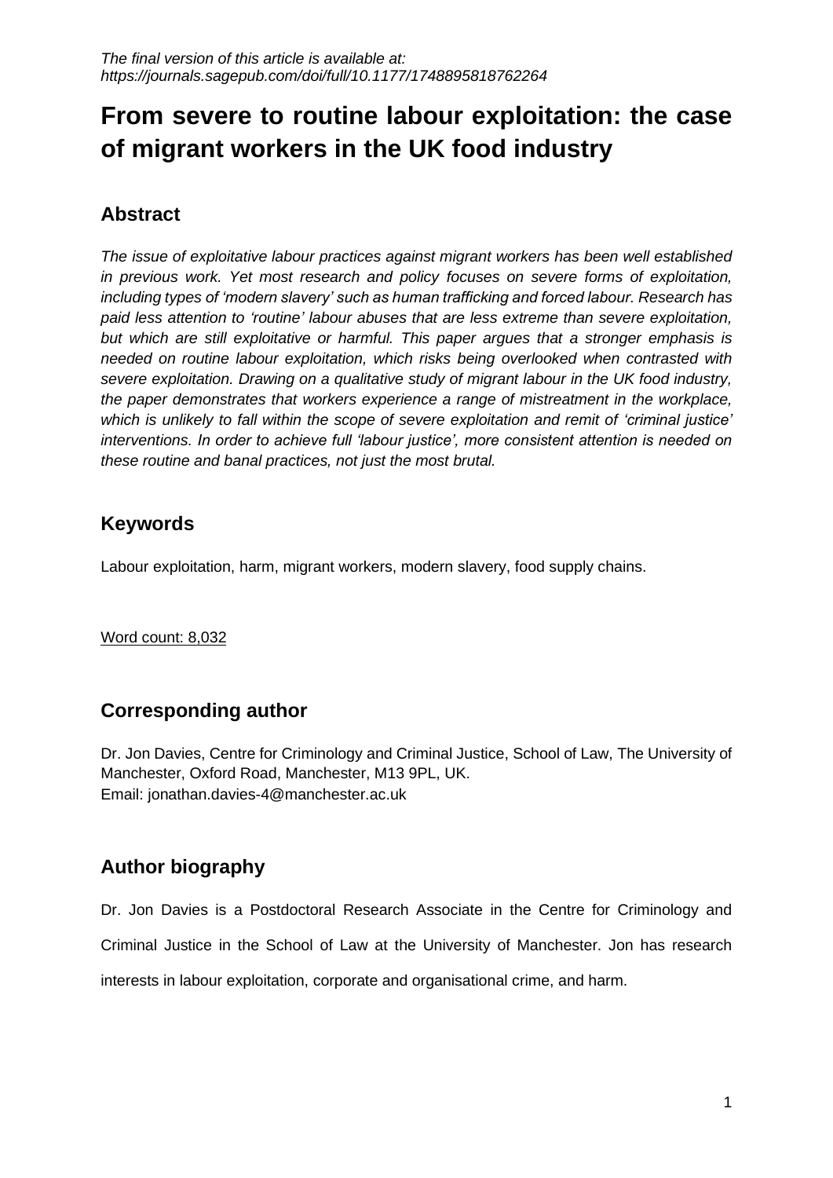*The final version of this article is available at: https://journals.sagepub.com/doi/full/10.1177/1748895818762264*

# From severe to routine labour exploitation: the case of migrant workers in the UK food industry

## Abstract

*The issue of exploitative labour practices against migrant workers has been well established in previous work. Yet most research and policy focuses on severe forms of exploitation, including types of 'modern slavery' such as human trafficking and forced labour. Research has paid less attention to 'routine' labour abuses that are less extreme than severe exploitation, but which are still exploitative or harmful. This paper argues that a stronger emphasis is needed on routine labour exploitation, which risks being overlooked when contrasted with severe exploitation. Drawing on a qualitative study of migrant labour in the UK food industry, the paper demonstrates that workers experience a range of mistreatment in the workplace, which is unlikely to fall within the scope of severe exploitation and remit of 'criminal justice' interventions. In order to achieve full 'labour justice', more consistent attention is needed on these routine and banal practices, not just the most brutal.*

## Keywords

Labour exploitation, harm, migrant workers, modern slavery, food supply chains.

Word count: 8,032

## Corresponding author

Dr. Jon Davies, Centre for Criminology and Criminal Justice, School of Law, The University of Manchester, Oxford Road, Manchester, M13 9PL, UK.
Email: jonathan.davies-4@manchester.ac.uk

## Author biography

Dr. Jon Davies is a Postdoctoral Research Associate in the Centre for Criminology and Criminal Justice in the School of Law at the University of Manchester. Jon has research interests in labour exploitation, corporate and organisational crime, and harm.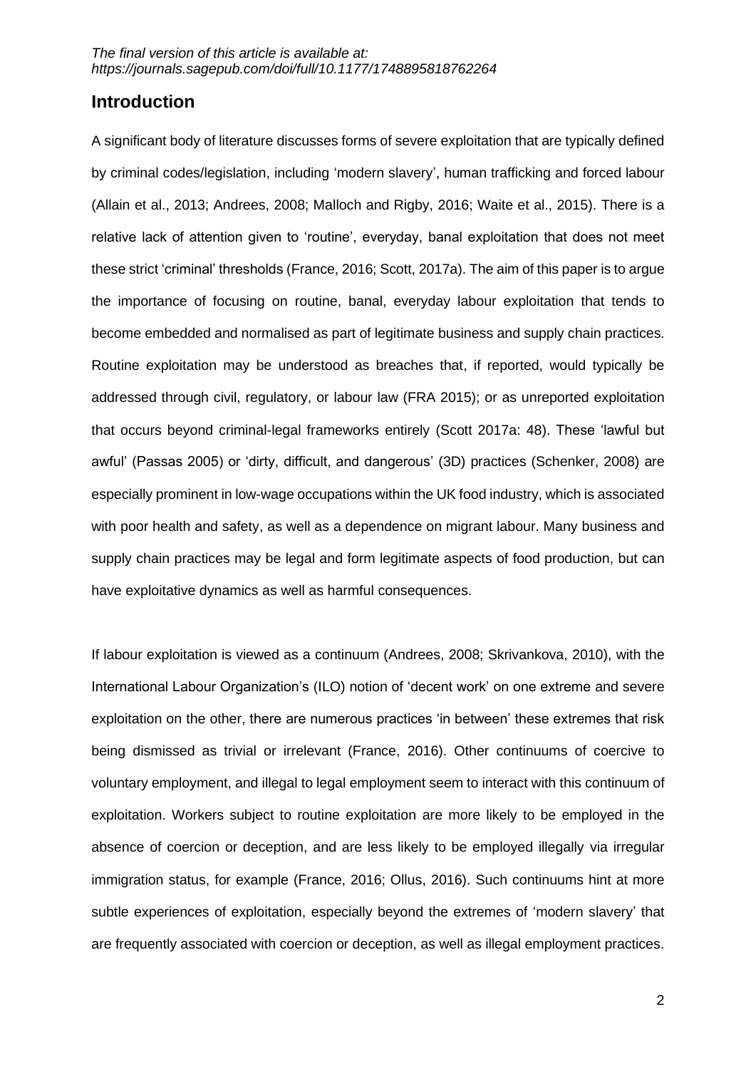## Introduction

A significant body of literature discusses forms of severe exploitation that are typically defined by criminal codes/legislation, including 'modern slavery', human trafficking and forced labour (Allain et al., 2013; Andrees, 2008; Malloch and Rigby, 2016; Waite et al., 2015). There is a relative lack of attention given to 'routine', everyday, banal exploitation that does not meet these strict 'criminal' thresholds (France, 2016; Scott, 2017a). The aim of this paper is to argue the importance of focusing on routine, banal, everyday labour exploitation that tends to become embedded and normalised as part of legitimate business and supply chain practices. Routine exploitation may be understood as breaches that, if reported, would typically be addressed through civil, regulatory, or labour law (FRA 2015); or as unreported exploitation that occurs beyond criminal-legal frameworks entirely (Scott 2017a: 48). These 'lawful but awful' (Passas 2005) or 'dirty, difficult, and dangerous' (3D) practices (Schenker, 2008) are especially prominent in low-wage occupations within the UK food industry, which is associated with poor health and safety, as well as a dependence on migrant labour. Many business and supply chain practices may be legal and form legitimate aspects of food production, but can have exploitative dynamics as well as harmful consequences.

If labour exploitation is viewed as a continuum (Andrees, 2008; Skrivankova, 2010), with the International Labour Organization's (ILO) notion of 'decent work' on one extreme and severe exploitation on the other, there are numerous practices 'in between' these extremes that risk being dismissed as trivial or irrelevant (France, 2016). Other continuums of coercive to voluntary employment, and illegal to legal employment seem to interact with this continuum of exploitation. Workers subject to routine exploitation are more likely to be employed in the absence of coercion or deception, and are less likely to be employed illegally via irregular immigration status, for example (France, 2016; Ollus, 2016). Such continuums hint at more subtle experiences of exploitation, especially beyond the extremes of 'modern slavery' that are frequently associated with coercion or deception, as well as illegal employment practices.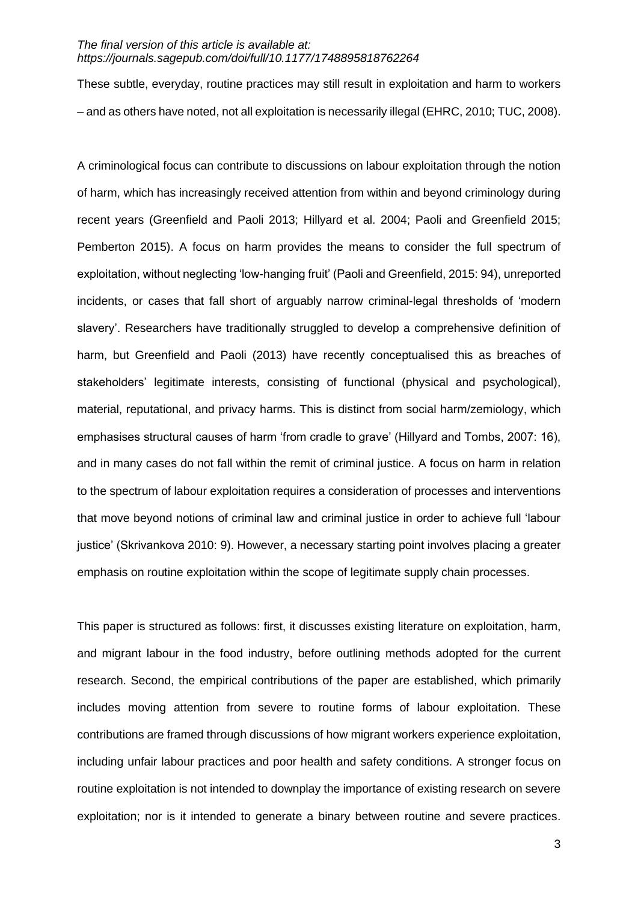These subtle, everyday, routine practices may still result in exploitation and harm to workers – and as others have noted, not all exploitation is necessarily illegal (EHRC, 2010; TUC, 2008).

A criminological focus can contribute to discussions on labour exploitation through the notion of harm, which has increasingly received attention from within and beyond criminology during recent years (Greenfield and Paoli 2013; Hillyard et al. 2004; Paoli and Greenfield 2015; Pemberton 2015). A focus on harm provides the means to consider the full spectrum of exploitation, without neglecting 'low-hanging fruit' (Paoli and Greenfield, 2015: 94), unreported incidents, or cases that fall short of arguably narrow criminal-legal thresholds of 'modern slavery'. Researchers have traditionally struggled to develop a comprehensive definition of harm, but Greenfield and Paoli (2013) have recently conceptualised this as breaches of stakeholders' legitimate interests, consisting of functional (physical and psychological), material, reputational, and privacy harms. This is distinct from social harm/zemiology, which emphasises structural causes of harm 'from cradle to grave' (Hillyard and Tombs, 2007: 16), and in many cases do not fall within the remit of criminal justice. A focus on harm in relation to the spectrum of labour exploitation requires a consideration of processes and interventions that move beyond notions of criminal law and criminal justice in order to achieve full 'labour justice' (Skrivankova 2010: 9). However, a necessary starting point involves placing a greater emphasis on routine exploitation within the scope of legitimate supply chain processes.

This paper is structured as follows: first, it discusses existing literature on exploitation, harm, and migrant labour in the food industry, before outlining methods adopted for the current research. Second, the empirical contributions of the paper are established, which primarily includes moving attention from severe to routine forms of labour exploitation. These contributions are framed through discussions of how migrant workers experience exploitation, including unfair labour practices and poor health and safety conditions. A stronger focus on routine exploitation is not intended to downplay the importance of existing research on severe exploitation; nor is it intended to generate a binary between routine and severe practices.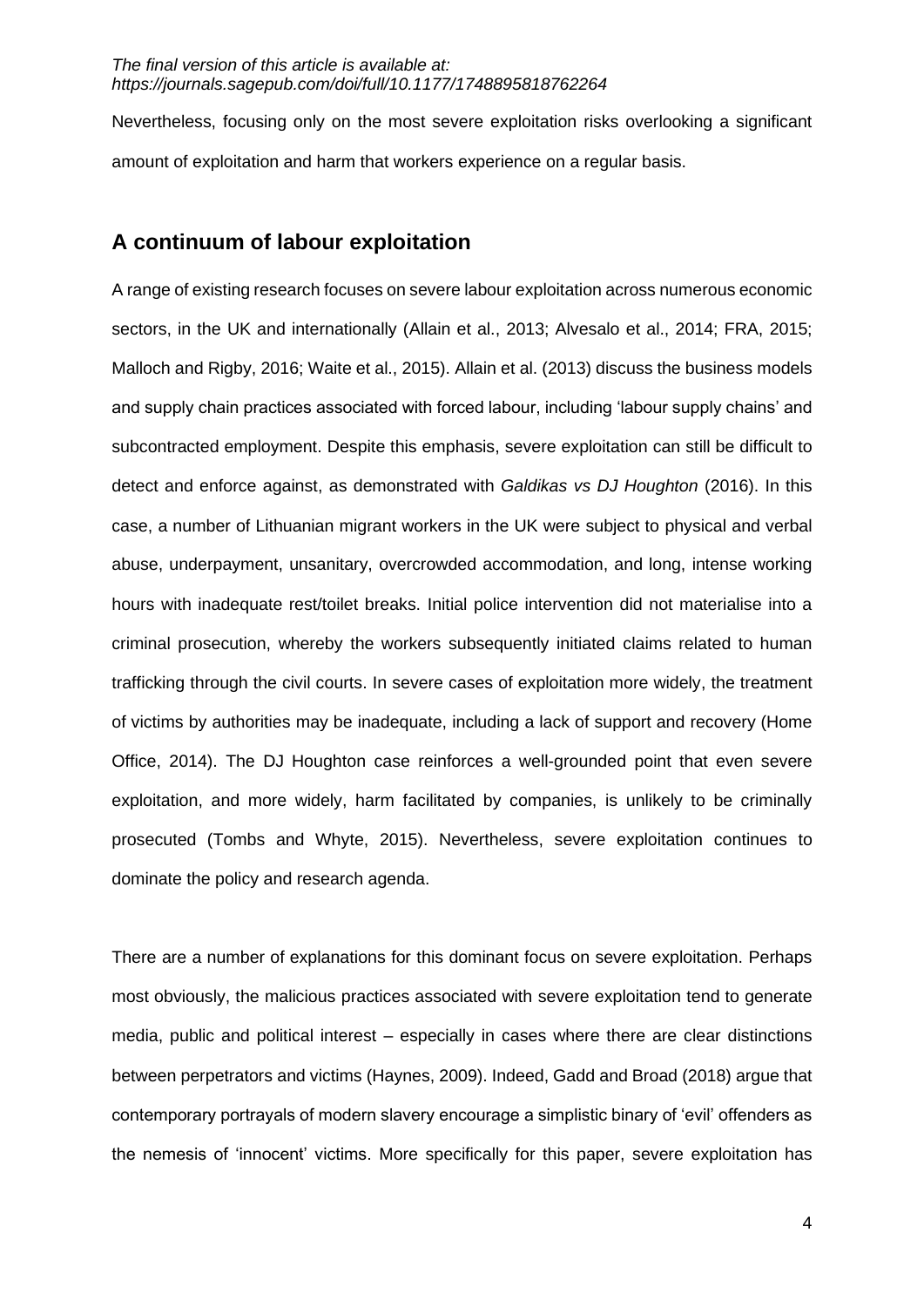Nevertheless, focusing only on the most severe exploitation risks overlooking a significant amount of exploitation and harm that workers experience on a regular basis.

## A continuum of labour exploitation

A range of existing research focuses on severe labour exploitation across numerous economic sectors, in the UK and internationally (Allain et al., 2013; Alvesalo et al., 2014; FRA, 2015; Malloch and Rigby, 2016; Waite et al., 2015). Allain et al. (2013) discuss the business models and supply chain practices associated with forced labour, including 'labour supply chains' and subcontracted employment. Despite this emphasis, severe exploitation can still be difficult to detect and enforce against, as demonstrated with *Galdikas vs DJ Houghton* (2016). In this case, a number of Lithuanian migrant workers in the UK were subject to physical and verbal abuse, underpayment, unsanitary, overcrowded accommodation, and long, intense working hours with inadequate rest/toilet breaks. Initial police intervention did not materialise into a criminal prosecution, whereby the workers subsequently initiated claims related to human trafficking through the civil courts. In severe cases of exploitation more widely, the treatment of victims by authorities may be inadequate, including a lack of support and recovery (Home Office, 2014). The DJ Houghton case reinforces a well-grounded point that even severe exploitation, and more widely, harm facilitated by companies, is unlikely to be criminally prosecuted (Tombs and Whyte, 2015). Nevertheless, severe exploitation continues to dominate the policy and research agenda.

There are a number of explanations for this dominant focus on severe exploitation. Perhaps most obviously, the malicious practices associated with severe exploitation tend to generate media, public and political interest – especially in cases where there are clear distinctions between perpetrators and victims (Haynes, 2009). Indeed, Gadd and Broad (2018) argue that contemporary portrayals of modern slavery encourage a simplistic binary of 'evil' offenders as the nemesis of 'innocent' victims. More specifically for this paper, severe exploitation has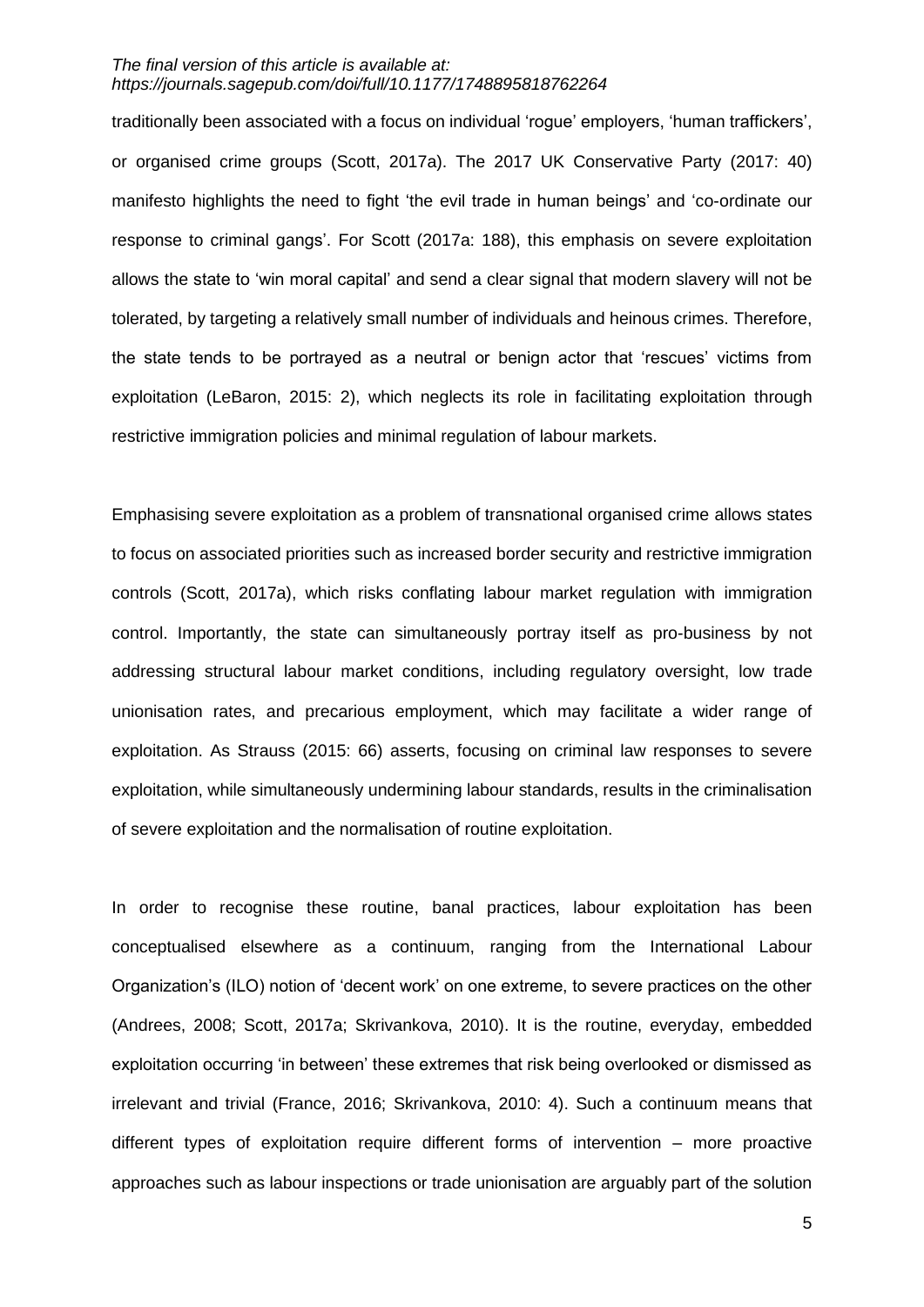traditionally been associated with a focus on individual 'rogue' employers, 'human traffickers', or organised crime groups (Scott, 2017a). The 2017 UK Conservative Party (2017: 40) manifesto highlights the need to fight 'the evil trade in human beings' and 'co-ordinate our response to criminal gangs'. For Scott (2017a: 188), this emphasis on severe exploitation allows the state to 'win moral capital' and send a clear signal that modern slavery will not be tolerated, by targeting a relatively small number of individuals and heinous crimes. Therefore, the state tends to be portrayed as a neutral or benign actor that 'rescues' victims from exploitation (LeBaron, 2015: 2), which neglects its role in facilitating exploitation through restrictive immigration policies and minimal regulation of labour markets.

Emphasising severe exploitation as a problem of transnational organised crime allows states to focus on associated priorities such as increased border security and restrictive immigration controls (Scott, 2017a), which risks conflating labour market regulation with immigration control. Importantly, the state can simultaneously portray itself as pro-business by not addressing structural labour market conditions, including regulatory oversight, low trade unionisation rates, and precarious employment, which may facilitate a wider range of exploitation. As Strauss (2015: 66) asserts, focusing on criminal law responses to severe exploitation, while simultaneously undermining labour standards, results in the criminalisation of severe exploitation and the normalisation of routine exploitation.

In order to recognise these routine, banal practices, labour exploitation has been conceptualised elsewhere as a continuum, ranging from the International Labour Organization's (ILO) notion of 'decent work' on one extreme, to severe practices on the other (Andrees, 2008; Scott, 2017a; Skrivankova, 2010). It is the routine, everyday, embedded exploitation occurring 'in between' these extremes that risk being overlooked or dismissed as irrelevant and trivial (France, 2016; Skrivankova, 2010: 4). Such a continuum means that different types of exploitation require different forms of intervention – more proactive approaches such as labour inspections or trade unionisation are arguably part of the solution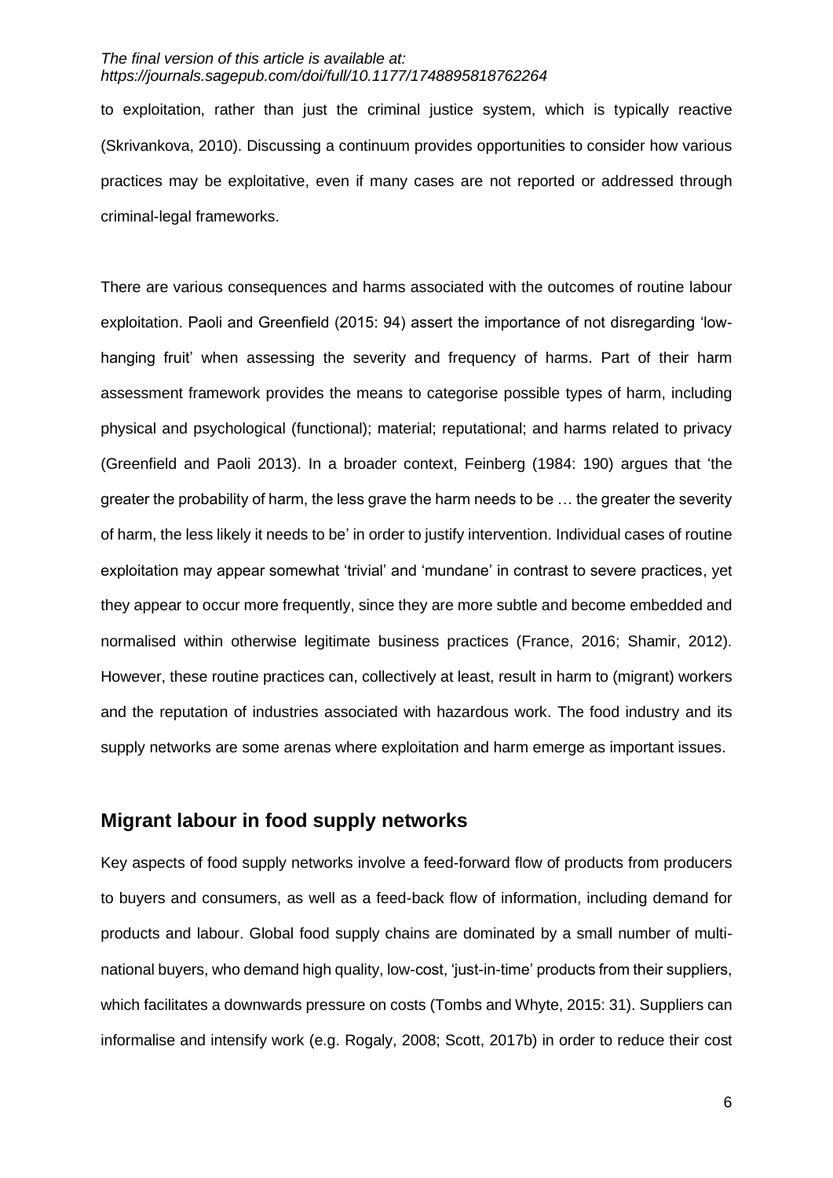to exploitation, rather than just the criminal justice system, which is typically reactive (Skrivankova, 2010). Discussing a continuum provides opportunities to consider how various practices may be exploitative, even if many cases are not reported or addressed through criminal-legal frameworks.

There are various consequences and harms associated with the outcomes of routine labour exploitation. Paoli and Greenfield (2015: 94) assert the importance of not disregarding 'low-hanging fruit' when assessing the severity and frequency of harms. Part of their harm assessment framework provides the means to categorise possible types of harm, including physical and psychological (functional); material; reputational; and harms related to privacy (Greenfield and Paoli 2013). In a broader context, Feinberg (1984: 190) argues that 'the greater the probability of harm, the less grave the harm needs to be … the greater the severity of harm, the less likely it needs to be' in order to justify intervention. Individual cases of routine exploitation may appear somewhat 'trivial' and 'mundane' in contrast to severe practices, yet they appear to occur more frequently, since they are more subtle and become embedded and normalised within otherwise legitimate business practices (France, 2016; Shamir, 2012). However, these routine practices can, collectively at least, result in harm to (migrant) workers and the reputation of industries associated with hazardous work. The food industry and its supply networks are some arenas where exploitation and harm emerge as important issues.

## Migrant labour in food supply networks

Key aspects of food supply networks involve a feed-forward flow of products from producers to buyers and consumers, as well as a feed-back flow of information, including demand for products and labour. Global food supply chains are dominated by a small number of multi-national buyers, who demand high quality, low-cost, 'just-in-time' products from their suppliers, which facilitates a downwards pressure on costs (Tombs and Whyte, 2015: 31). Suppliers can informalise and intensify work (e.g. Rogaly, 2008; Scott, 2017b) in order to reduce their cost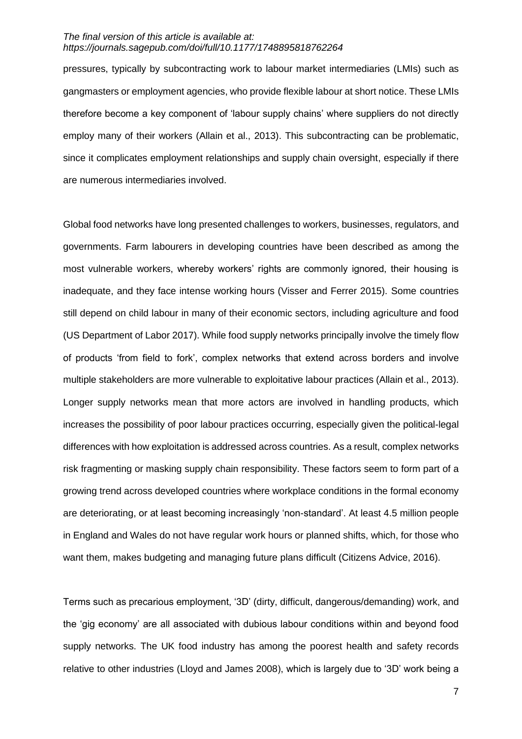pressures, typically by subcontracting work to labour market intermediaries (LMIs) such as gangmasters or employment agencies, who provide flexible labour at short notice. These LMIs therefore become a key component of 'labour supply chains' where suppliers do not directly employ many of their workers (Allain et al., 2013). This subcontracting can be problematic, since it complicates employment relationships and supply chain oversight, especially if there are numerous intermediaries involved.

Global food networks have long presented challenges to workers, businesses, regulators, and governments. Farm labourers in developing countries have been described as among the most vulnerable workers, whereby workers' rights are commonly ignored, their housing is inadequate, and they face intense working hours (Visser and Ferrer 2015). Some countries still depend on child labour in many of their economic sectors, including agriculture and food (US Department of Labor 2017). While food supply networks principally involve the timely flow of products 'from field to fork', complex networks that extend across borders and involve multiple stakeholders are more vulnerable to exploitative labour practices (Allain et al., 2013). Longer supply networks mean that more actors are involved in handling products, which increases the possibility of poor labour practices occurring, especially given the political-legal differences with how exploitation is addressed across countries. As a result, complex networks risk fragmenting or masking supply chain responsibility. These factors seem to form part of a growing trend across developed countries where workplace conditions in the formal economy are deteriorating, or at least becoming increasingly 'non-standard'. At least 4.5 million people in England and Wales do not have regular work hours or planned shifts, which, for those who want them, makes budgeting and managing future plans difficult (Citizens Advice, 2016).

Terms such as precarious employment, '3D' (dirty, difficult, dangerous/demanding) work, and the 'gig economy' are all associated with dubious labour conditions within and beyond food supply networks. The UK food industry has among the poorest health and safety records relative to other industries (Lloyd and James 2008), which is largely due to '3D' work being a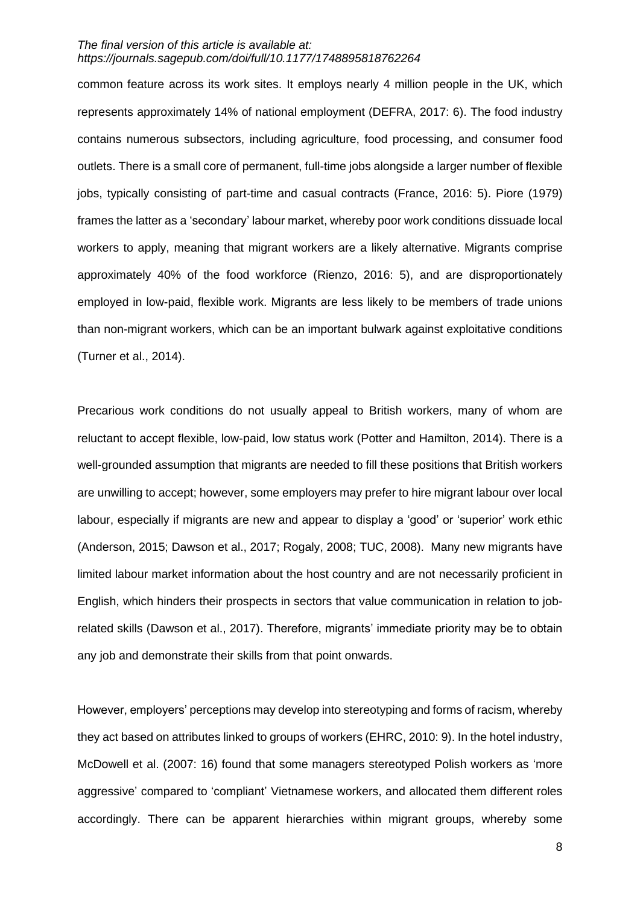common feature across its work sites. It employs nearly 4 million people in the UK, which represents approximately 14% of national employment (DEFRA, 2017: 6). The food industry contains numerous subsectors, including agriculture, food processing, and consumer food outlets. There is a small core of permanent, full-time jobs alongside a larger number of flexible jobs, typically consisting of part-time and casual contracts (France, 2016: 5). Piore (1979) frames the latter as a 'secondary' labour market, whereby poor work conditions dissuade local workers to apply, meaning that migrant workers are a likely alternative. Migrants comprise approximately 40% of the food workforce (Rienzo, 2016: 5), and are disproportionately employed in low-paid, flexible work. Migrants are less likely to be members of trade unions than non-migrant workers, which can be an important bulwark against exploitative conditions (Turner et al., 2014).

Precarious work conditions do not usually appeal to British workers, many of whom are reluctant to accept flexible, low-paid, low status work (Potter and Hamilton, 2014). There is a well-grounded assumption that migrants are needed to fill these positions that British workers are unwilling to accept; however, some employers may prefer to hire migrant labour over local labour, especially if migrants are new and appear to display a 'good' or 'superior' work ethic (Anderson, 2015; Dawson et al., 2017; Rogaly, 2008; TUC, 2008). Many new migrants have limited labour market information about the host country and are not necessarily proficient in English, which hinders their prospects in sectors that value communication in relation to job-related skills (Dawson et al., 2017). Therefore, migrants' immediate priority may be to obtain any job and demonstrate their skills from that point onwards.

However, employers' perceptions may develop into stereotyping and forms of racism, whereby they act based on attributes linked to groups of workers (EHRC, 2010: 9). In the hotel industry, McDowell et al. (2007: 16) found that some managers stereotyped Polish workers as 'more aggressive' compared to 'compliant' Vietnamese workers, and allocated them different roles accordingly. There can be apparent hierarchies within migrant groups, whereby some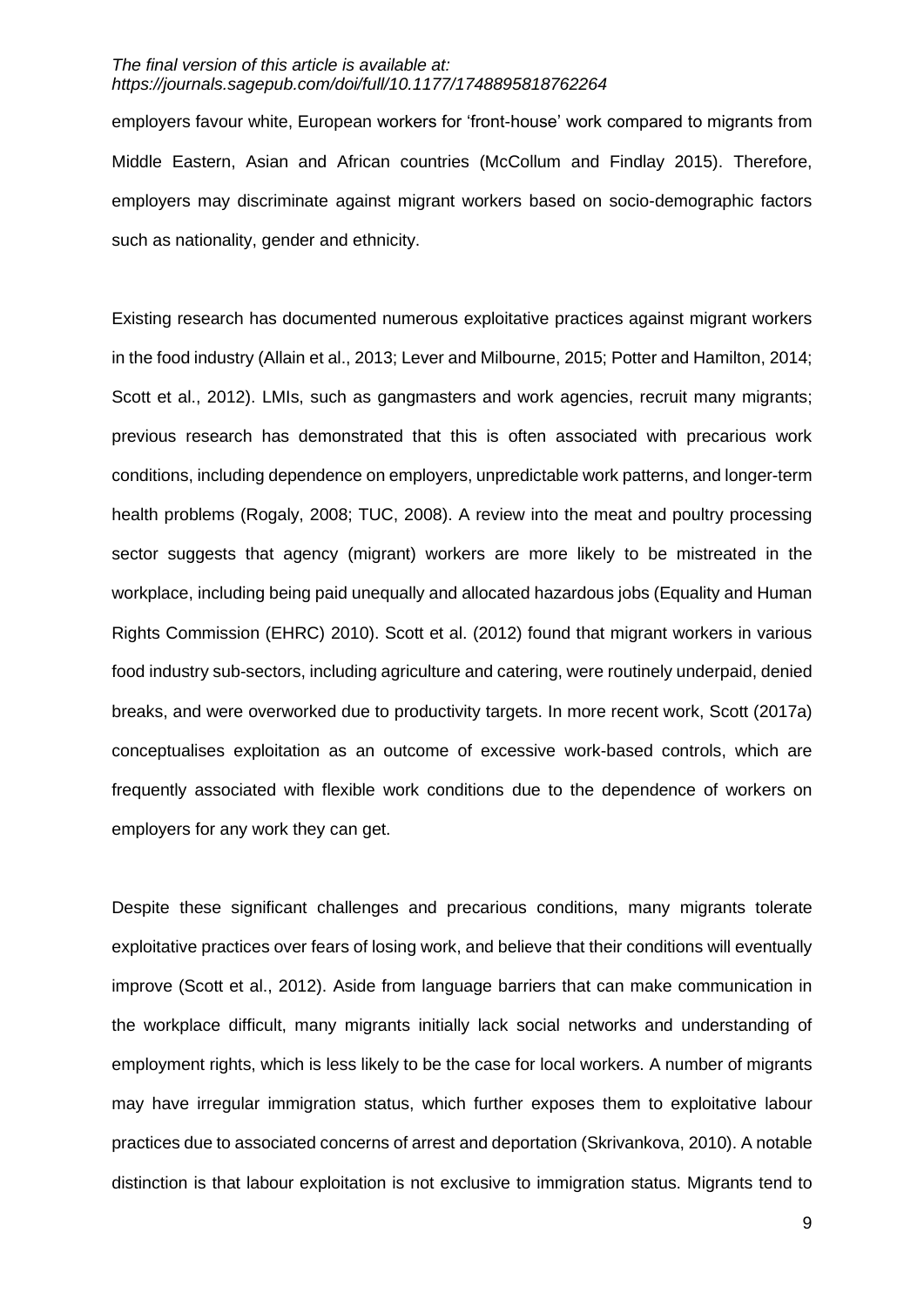employers favour white, European workers for 'front-house' work compared to migrants from Middle Eastern, Asian and African countries (McCollum and Findlay 2015). Therefore, employers may discriminate against migrant workers based on socio-demographic factors such as nationality, gender and ethnicity.

Existing research has documented numerous exploitative practices against migrant workers in the food industry (Allain et al., 2013; Lever and Milbourne, 2015; Potter and Hamilton, 2014; Scott et al., 2012). LMIs, such as gangmasters and work agencies, recruit many migrants; previous research has demonstrated that this is often associated with precarious work conditions, including dependence on employers, unpredictable work patterns, and longer-term health problems (Rogaly, 2008; TUC, 2008). A review into the meat and poultry processing sector suggests that agency (migrant) workers are more likely to be mistreated in the workplace, including being paid unequally and allocated hazardous jobs (Equality and Human Rights Commission (EHRC) 2010). Scott et al. (2012) found that migrant workers in various food industry sub-sectors, including agriculture and catering, were routinely underpaid, denied breaks, and were overworked due to productivity targets. In more recent work, Scott (2017a) conceptualises exploitation as an outcome of excessive work-based controls, which are frequently associated with flexible work conditions due to the dependence of workers on employers for any work they can get.

Despite these significant challenges and precarious conditions, many migrants tolerate exploitative practices over fears of losing work, and believe that their conditions will eventually improve (Scott et al., 2012). Aside from language barriers that can make communication in the workplace difficult, many migrants initially lack social networks and understanding of employment rights, which is less likely to be the case for local workers. A number of migrants may have irregular immigration status, which further exposes them to exploitative labour practices due to associated concerns of arrest and deportation (Skrivankova, 2010). A notable distinction is that labour exploitation is not exclusive to immigration status. Migrants tend to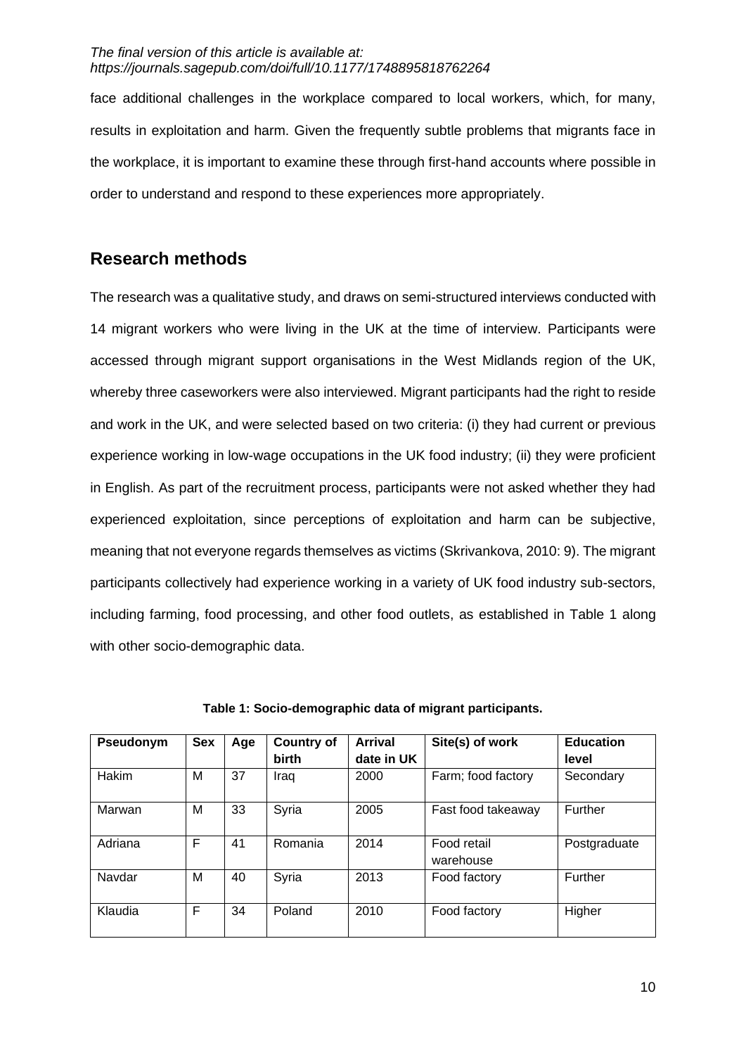face additional challenges in the workplace compared to local workers, which, for many, results in exploitation and harm. Given the frequently subtle problems that migrants face in the workplace, it is important to examine these through first-hand accounts where possible in order to understand and respond to these experiences more appropriately.

## Research methods

The research was a qualitative study, and draws on semi-structured interviews conducted with 14 migrant workers who were living in the UK at the time of interview. Participants were accessed through migrant support organisations in the West Midlands region of the UK, whereby three caseworkers were also interviewed. Migrant participants had the right to reside and work in the UK, and were selected based on two criteria: (i) they had current or previous experience working in low-wage occupations in the UK food industry; (ii) they were proficient in English. As part of the recruitment process, participants were not asked whether they had experienced exploitation, since perceptions of exploitation and harm can be subjective, meaning that not everyone regards themselves as victims (Skrivankova, 2010: 9). The migrant participants collectively had experience working in a variety of UK food industry sub-sectors, including farming, food processing, and other food outlets, as established in Table 1 along with other socio-demographic data.

**Table 1: Socio-demographic data of migrant participants.**

| Pseudonym | Sex | Age | Country of birth | Arrival date in UK | Site(s) of work | Education level |
|---|---|---|---|---|---|---|
| Hakim | M | 37 | Iraq | 2000 | Farm; food factory | Secondary |
| Marwan | M | 33 | Syria | 2005 | Fast food takeaway | Further |
| Adriana | F | 41 | Romania | 2014 | Food retail warehouse | Postgraduate |
| Navdar | M | 40 | Syria | 2013 | Food factory | Further |
| Klaudia | F | 34 | Poland | 2010 | Food factory | Higher |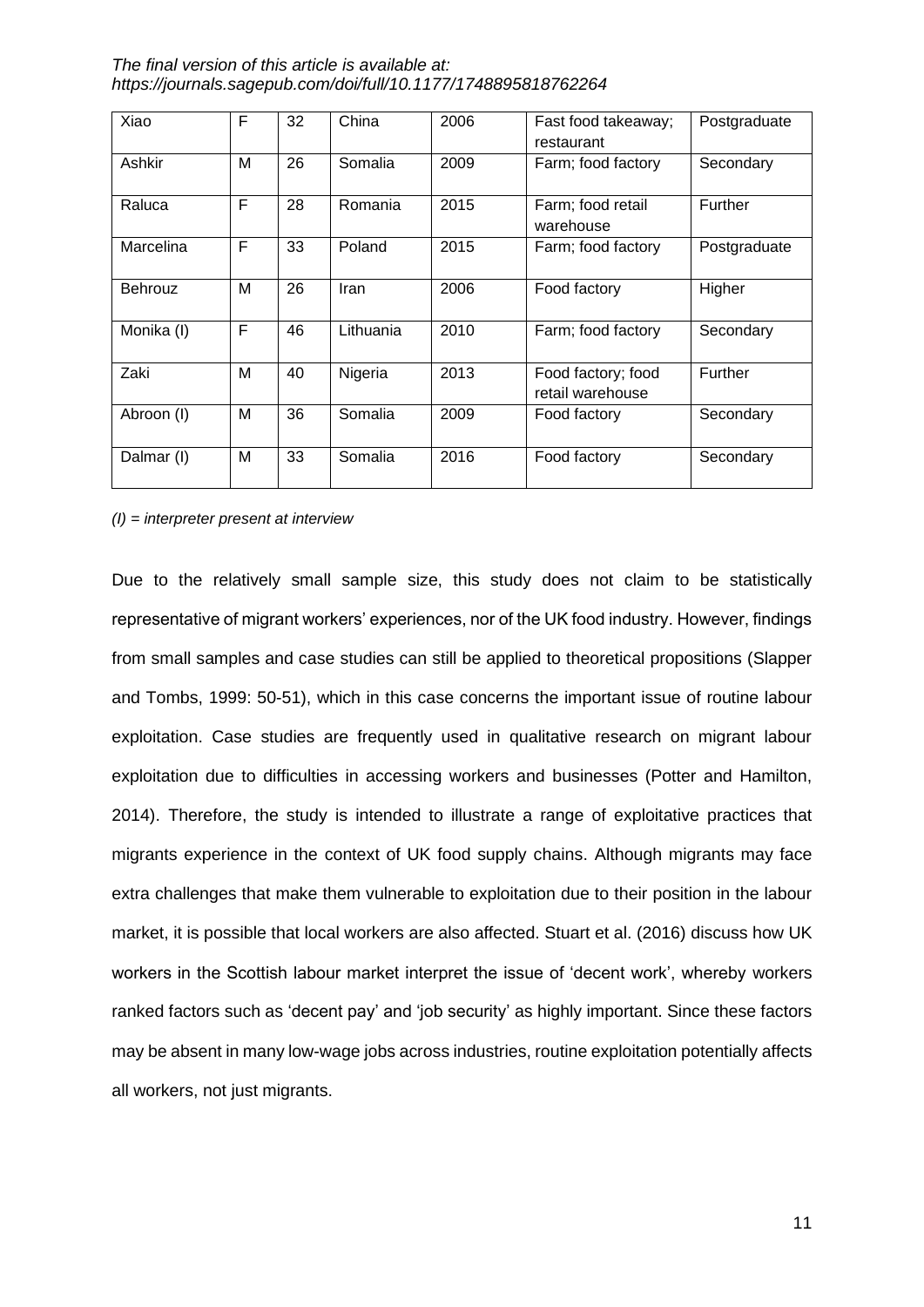The final version of this article is available at: https://journals.sagepub.com/doi/full/10.1177/1748895818762264

| Xiao | F | 32 | China | 2006 | Fast food takeaway; restaurant | Postgraduate |
|---|---|---|---|---|---|---|
| Ashkir | M | 26 | Somalia | 2009 | Farm; food factory | Secondary |
| Raluca | F | 28 | Romania | 2015 | Farm; food retail warehouse | Further |
| Marcelina | F | 33 | Poland | 2015 | Farm; food factory | Postgraduate |
| Behrouz | M | 26 | Iran | 2006 | Food factory | Higher |
| Monika (I) | F | 46 | Lithuania | 2010 | Farm; food factory | Secondary |
| Zaki | M | 40 | Nigeria | 2013 | Food factory; food retail warehouse | Further |
| Abroon (I) | M | 36 | Somalia | 2009 | Food factory | Secondary |
| Dalmar (I) | M | 33 | Somalia | 2016 | Food factory | Secondary |

*(I) = interpreter present at interview*

Due to the relatively small sample size, this study does not claim to be statistically representative of migrant workers' experiences, nor of the UK food industry. However, findings from small samples and case studies can still be applied to theoretical propositions (Slapper and Tombs, 1999: 50-51), which in this case concerns the important issue of routine labour exploitation. Case studies are frequently used in qualitative research on migrant labour exploitation due to difficulties in accessing workers and businesses (Potter and Hamilton, 2014). Therefore, the study is intended to illustrate a range of exploitative practices that migrants experience in the context of UK food supply chains. Although migrants may face extra challenges that make them vulnerable to exploitation due to their position in the labour market, it is possible that local workers are also affected. Stuart et al. (2016) discuss how UK workers in the Scottish labour market interpret the issue of 'decent work', whereby workers ranked factors such as 'decent pay' and 'job security' as highly important. Since these factors may be absent in many low-wage jobs across industries, routine exploitation potentially affects all workers, not just migrants.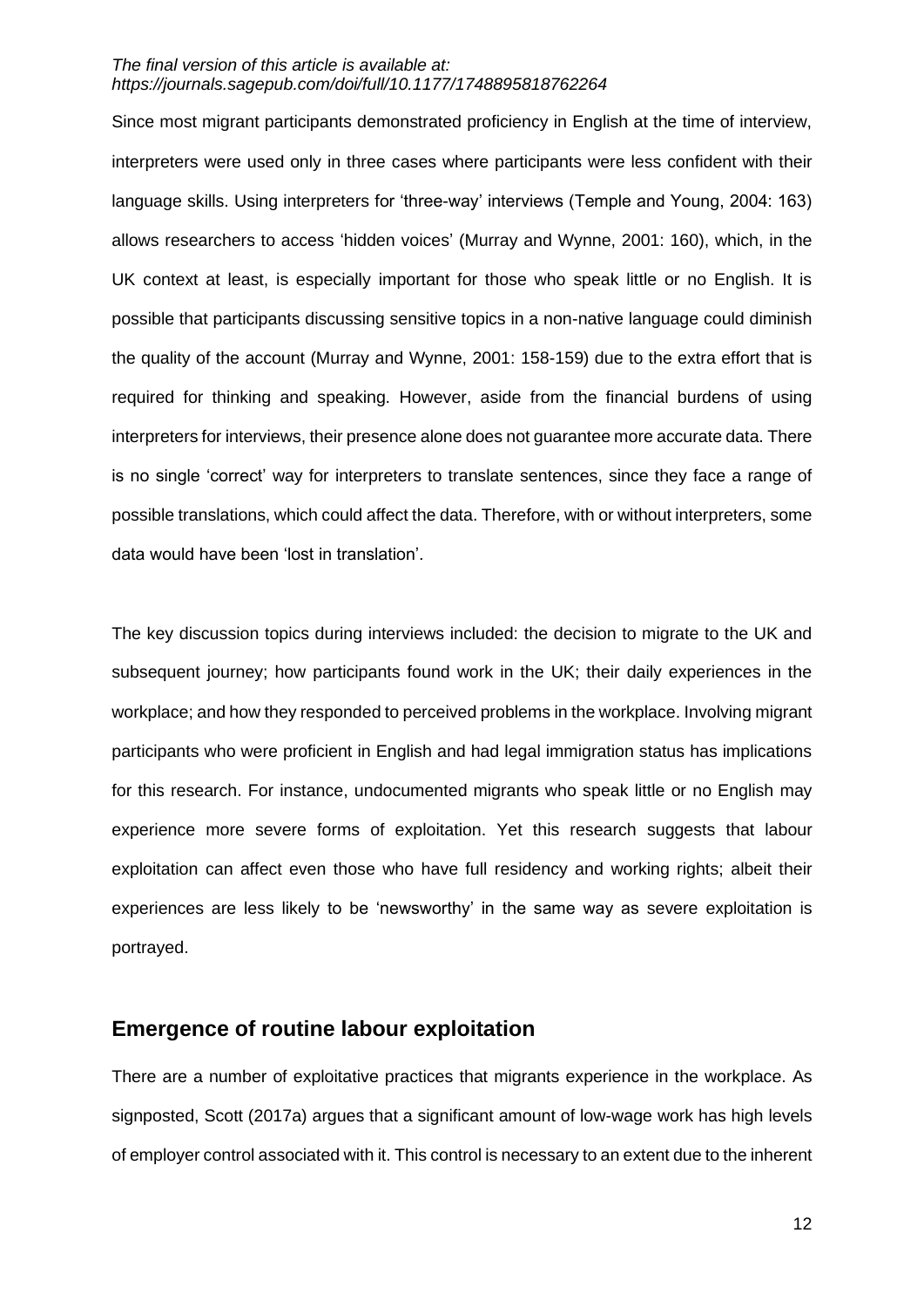Since most migrant participants demonstrated proficiency in English at the time of interview, interpreters were used only in three cases where participants were less confident with their language skills. Using interpreters for 'three-way' interviews (Temple and Young, 2004: 163) allows researchers to access 'hidden voices' (Murray and Wynne, 2001: 160), which, in the UK context at least, is especially important for those who speak little or no English. It is possible that participants discussing sensitive topics in a non-native language could diminish the quality of the account (Murray and Wynne, 2001: 158-159) due to the extra effort that is required for thinking and speaking. However, aside from the financial burdens of using interpreters for interviews, their presence alone does not guarantee more accurate data. There is no single 'correct' way for interpreters to translate sentences, since they face a range of possible translations, which could affect the data. Therefore, with or without interpreters, some data would have been 'lost in translation'.

The key discussion topics during interviews included: the decision to migrate to the UK and subsequent journey; how participants found work in the UK; their daily experiences in the workplace; and how they responded to perceived problems in the workplace. Involving migrant participants who were proficient in English and had legal immigration status has implications for this research. For instance, undocumented migrants who speak little or no English may experience more severe forms of exploitation. Yet this research suggests that labour exploitation can affect even those who have full residency and working rights; albeit their experiences are less likely to be 'newsworthy' in the same way as severe exploitation is portrayed.

## Emergence of routine labour exploitation

There are a number of exploitative practices that migrants experience in the workplace. As signposted, Scott (2017a) argues that a significant amount of low-wage work has high levels of employer control associated with it. This control is necessary to an extent due to the inherent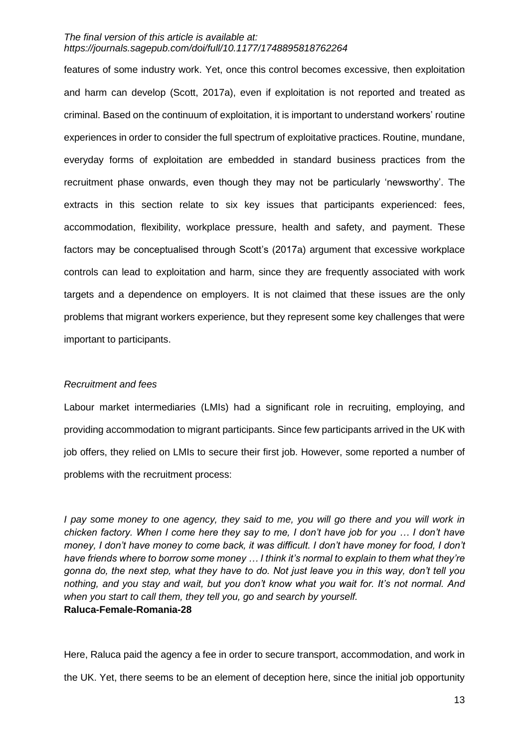*The final version of this article is available at: https://journals.sagepub.com/doi/full/10.1177/1748895818762264*

features of some industry work. Yet, once this control becomes excessive, then exploitation and harm can develop (Scott, 2017a), even if exploitation is not reported and treated as criminal. Based on the continuum of exploitation, it is important to understand workers' routine experiences in order to consider the full spectrum of exploitative practices. Routine, mundane, everyday forms of exploitation are embedded in standard business practices from the recruitment phase onwards, even though they may not be particularly 'newsworthy'. The extracts in this section relate to six key issues that participants experienced: fees, accommodation, flexibility, workplace pressure, health and safety, and payment. These factors may be conceptualised through Scott's (2017a) argument that excessive workplace controls can lead to exploitation and harm, since they are frequently associated with work targets and a dependence on employers. It is not claimed that these issues are the only problems that migrant workers experience, but they represent some key challenges that were important to participants.

*Recruitment and fees*

Labour market intermediaries (LMIs) had a significant role in recruiting, employing, and providing accommodation to migrant participants. Since few participants arrived in the UK with job offers, they relied on LMIs to secure their first job. However, some reported a number of problems with the recruitment process:

*I pay some money to one agency, they said to me, you will go there and you will work in chicken factory. When I come here they say to me, I don't have job for you … I don't have money, I don't have money to come back, it was difficult. I don't have money for food, I don't have friends where to borrow some money … I think it's normal to explain to them what they're gonna do, the next step, what they have to do. Not just leave you in this way, don't tell you nothing, and you stay and wait, but you don't know what you wait for. It's not normal. And when you start to call them, they tell you, go and search by yourself.*
**Raluca-Female-Romania-28**

Here, Raluca paid the agency a fee in order to secure transport, accommodation, and work in the UK. Yet, there seems to be an element of deception here, since the initial job opportunity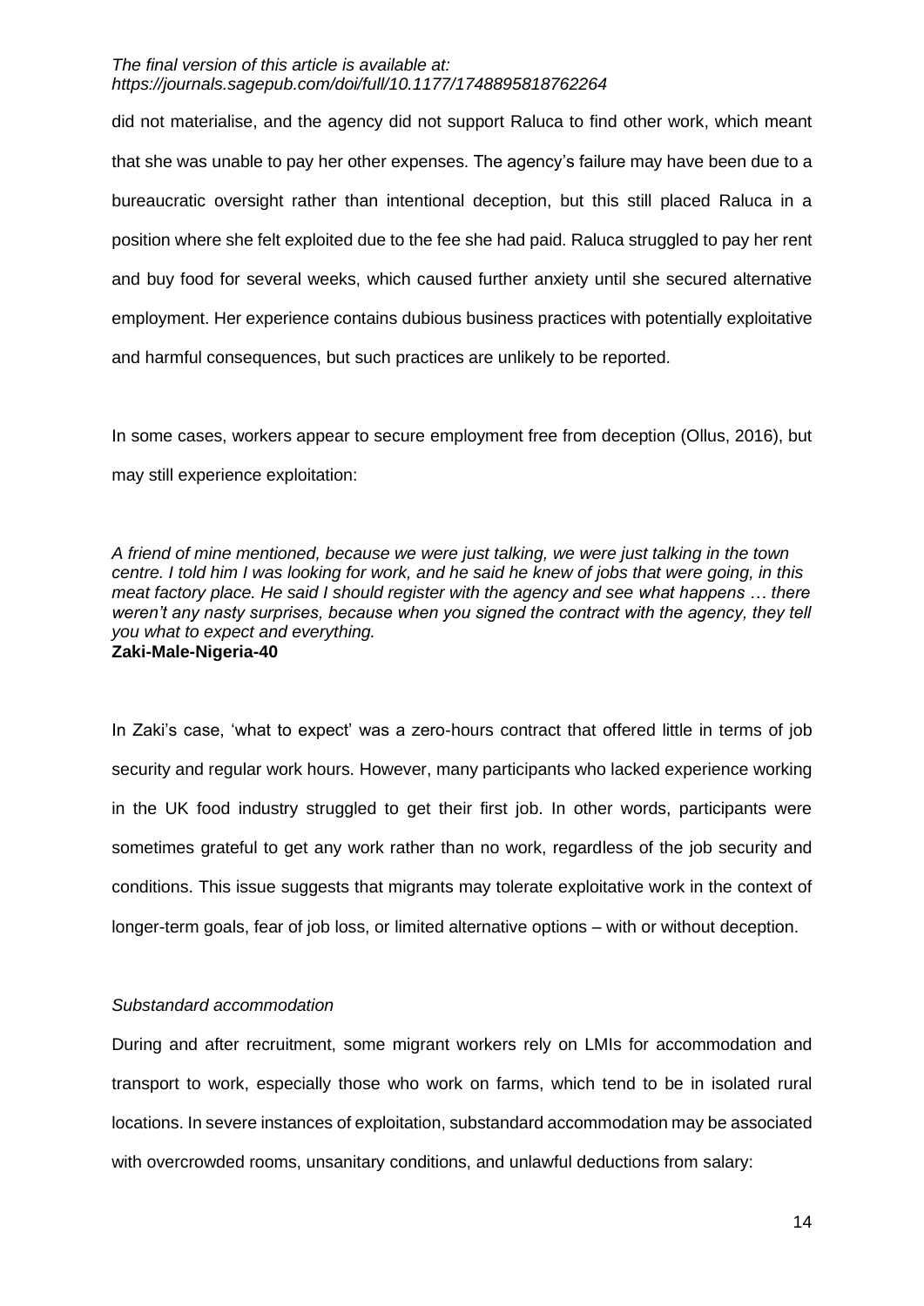did not materialise, and the agency did not support Raluca to find other work, which meant that she was unable to pay her other expenses. The agency's failure may have been due to a bureaucratic oversight rather than intentional deception, but this still placed Raluca in a position where she felt exploited due to the fee she had paid. Raluca struggled to pay her rent and buy food for several weeks, which caused further anxiety until she secured alternative employment. Her experience contains dubious business practices with potentially exploitative and harmful consequences, but such practices are unlikely to be reported.

In some cases, workers appear to secure employment free from deception (Ollus, 2016), but may still experience exploitation:

*A friend of mine mentioned, because we were just talking, we were just talking in the town centre. I told him I was looking for work, and he said he knew of jobs that were going, in this meat factory place. He said I should register with the agency and see what happens … there weren't any nasty surprises, because when you signed the contract with the agency, they tell you what to expect and everything.*
**Zaki-Male-Nigeria-40**

In Zaki's case, 'what to expect' was a zero-hours contract that offered little in terms of job security and regular work hours. However, many participants who lacked experience working in the UK food industry struggled to get their first job. In other words, participants were sometimes grateful to get any work rather than no work, regardless of the job security and conditions. This issue suggests that migrants may tolerate exploitative work in the context of longer-term goals, fear of job loss, or limited alternative options – with or without deception.

*Substandard accommodation*

During and after recruitment, some migrant workers rely on LMIs for accommodation and transport to work, especially those who work on farms, which tend to be in isolated rural locations. In severe instances of exploitation, substandard accommodation may be associated with overcrowded rooms, unsanitary conditions, and unlawful deductions from salary: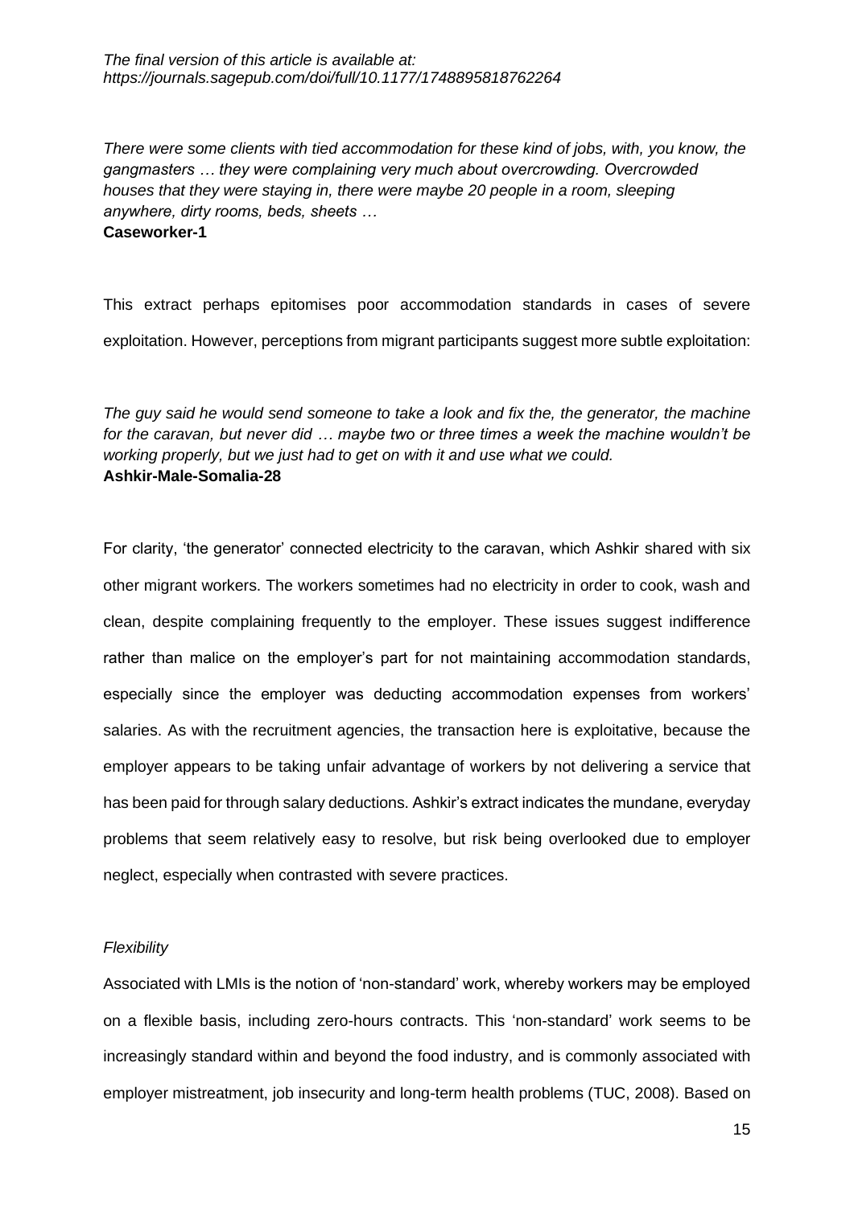*There were some clients with tied accommodation for these kind of jobs, with, you know, the gangmasters … they were complaining very much about overcrowding. Overcrowded houses that they were staying in, there were maybe 20 people in a room, sleeping anywhere, dirty rooms, beds, sheets …*
**Caseworker-1**

This extract perhaps epitomises poor accommodation standards in cases of severe exploitation. However, perceptions from migrant participants suggest more subtle exploitation:

*The guy said he would send someone to take a look and fix the, the generator, the machine for the caravan, but never did … maybe two or three times a week the machine wouldn't be working properly, but we just had to get on with it and use what we could.*
**Ashkir-Male-Somalia-28**

For clarity, 'the generator' connected electricity to the caravan, which Ashkir shared with six other migrant workers. The workers sometimes had no electricity in order to cook, wash and clean, despite complaining frequently to the employer. These issues suggest indifference rather than malice on the employer's part for not maintaining accommodation standards, especially since the employer was deducting accommodation expenses from workers' salaries. As with the recruitment agencies, the transaction here is exploitative, because the employer appears to be taking unfair advantage of workers by not delivering a service that has been paid for through salary deductions. Ashkir's extract indicates the mundane, everyday problems that seem relatively easy to resolve, but risk being overlooked due to employer neglect, especially when contrasted with severe practices.

*Flexibility*

Associated with LMIs is the notion of 'non-standard' work, whereby workers may be employed on a flexible basis, including zero-hours contracts. This 'non-standard' work seems to be increasingly standard within and beyond the food industry, and is commonly associated with employer mistreatment, job insecurity and long-term health problems (TUC, 2008). Based on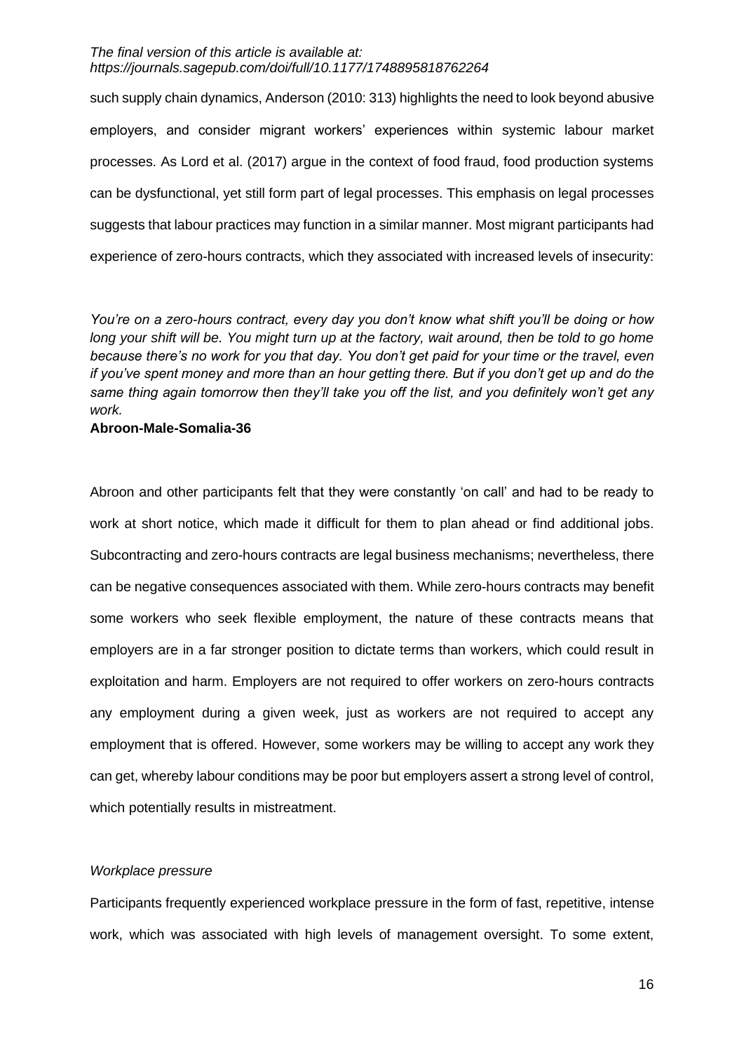such supply chain dynamics, Anderson (2010: 313) highlights the need to look beyond abusive employers, and consider migrant workers' experiences within systemic labour market processes. As Lord et al. (2017) argue in the context of food fraud, food production systems can be dysfunctional, yet still form part of legal processes. This emphasis on legal processes suggests that labour practices may function in a similar manner. Most migrant participants had experience of zero-hours contracts, which they associated with increased levels of insecurity:

*You're on a zero-hours contract, every day you don't know what shift you'll be doing or how long your shift will be. You might turn up at the factory, wait around, then be told to go home because there's no work for you that day. You don't get paid for your time or the travel, even if you've spent money and more than an hour getting there. But if you don't get up and do the same thing again tomorrow then they'll take you off the list, and you definitely won't get any work.*

**Abroon-Male-Somalia-36**

Abroon and other participants felt that they were constantly 'on call' and had to be ready to work at short notice, which made it difficult for them to plan ahead or find additional jobs. Subcontracting and zero-hours contracts are legal business mechanisms; nevertheless, there can be negative consequences associated with them. While zero-hours contracts may benefit some workers who seek flexible employment, the nature of these contracts means that employers are in a far stronger position to dictate terms than workers, which could result in exploitation and harm. Employers are not required to offer workers on zero-hours contracts any employment during a given week, just as workers are not required to accept any employment that is offered. However, some workers may be willing to accept any work they can get, whereby labour conditions may be poor but employers assert a strong level of control, which potentially results in mistreatment.

*Workplace pressure*

Participants frequently experienced workplace pressure in the form of fast, repetitive, intense work, which was associated with high levels of management oversight. To some extent,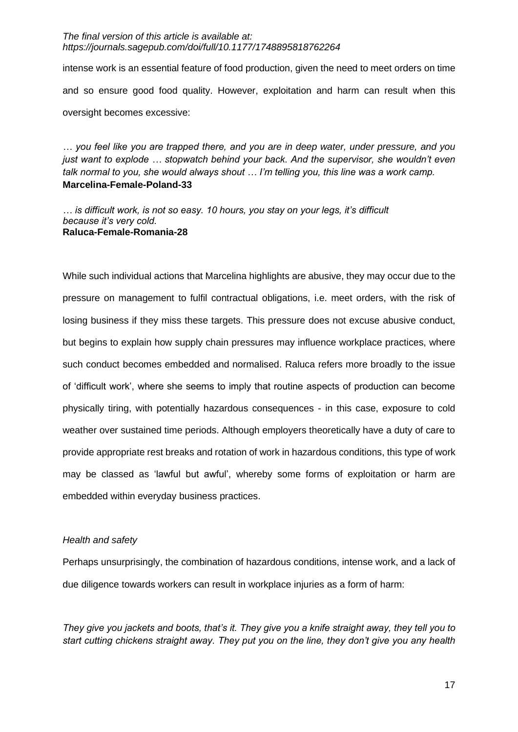intense work is an essential feature of food production, given the need to meet orders on time and so ensure good food quality. However, exploitation and harm can result when this oversight becomes excessive:

*… you feel like you are trapped there, and you are in deep water, under pressure, and you just want to explode … stopwatch behind your back. And the supervisor, she wouldn't even talk normal to you, she would always shout … I'm telling you, this line was a work camp.*
**Marcelina-Female-Poland-33**

*… is difficult work, is not so easy. 10 hours, you stay on your legs, it's difficult because it's very cold.*
**Raluca-Female-Romania-28**

While such individual actions that Marcelina highlights are abusive, they may occur due to the pressure on management to fulfil contractual obligations, i.e. meet orders, with the risk of losing business if they miss these targets. This pressure does not excuse abusive conduct, but begins to explain how supply chain pressures may influence workplace practices, where such conduct becomes embedded and normalised. Raluca refers more broadly to the issue of 'difficult work', where she seems to imply that routine aspects of production can become physically tiring, with potentially hazardous consequences - in this case, exposure to cold weather over sustained time periods. Although employers theoretically have a duty of care to provide appropriate rest breaks and rotation of work in hazardous conditions, this type of work may be classed as 'lawful but awful', whereby some forms of exploitation or harm are embedded within everyday business practices.

*Health and safety*

Perhaps unsurprisingly, the combination of hazardous conditions, intense work, and a lack of due diligence towards workers can result in workplace injuries as a form of harm:

*They give you jackets and boots, that's it. They give you a knife straight away, they tell you to start cutting chickens straight away. They put you on the line, they don't give you any health*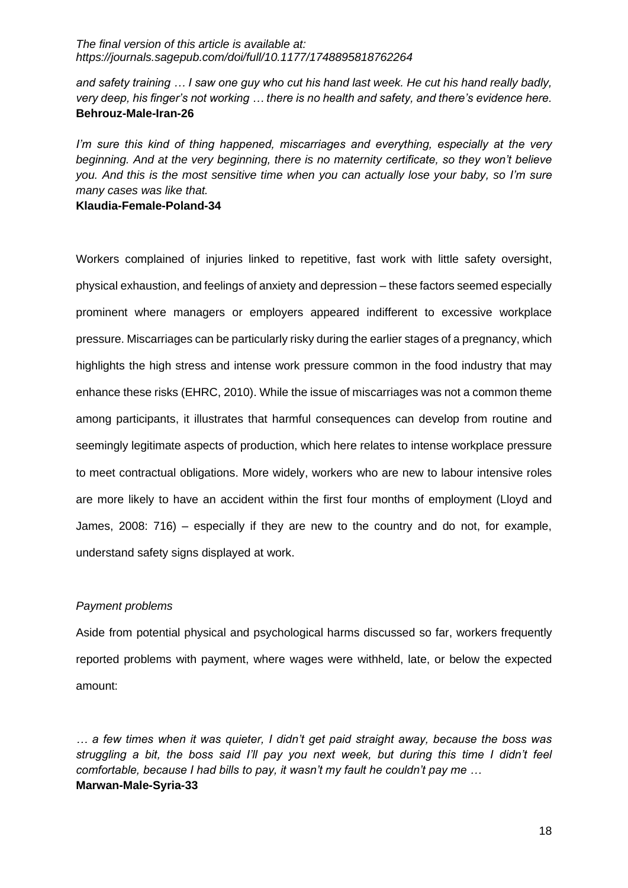*and safety training … I saw one guy who cut his hand last week. He cut his hand really badly, very deep, his finger's not working … there is no health and safety, and there's evidence here.*
**Behrouz-Male-Iran-26**

*I'm sure this kind of thing happened, miscarriages and everything, especially at the very beginning. And at the very beginning, there is no maternity certificate, so they won't believe you. And this is the most sensitive time when you can actually lose your baby, so I'm sure many cases was like that.*
**Klaudia-Female-Poland-34**

Workers complained of injuries linked to repetitive, fast work with little safety oversight, physical exhaustion, and feelings of anxiety and depression – these factors seemed especially prominent where managers or employers appeared indifferent to excessive workplace pressure. Miscarriages can be particularly risky during the earlier stages of a pregnancy, which highlights the high stress and intense work pressure common in the food industry that may enhance these risks (EHRC, 2010). While the issue of miscarriages was not a common theme among participants, it illustrates that harmful consequences can develop from routine and seemingly legitimate aspects of production, which here relates to intense workplace pressure to meet contractual obligations. More widely, workers who are new to labour intensive roles are more likely to have an accident within the first four months of employment (Lloyd and James, 2008: 716) – especially if they are new to the country and do not, for example, understand safety signs displayed at work.

*Payment problems*

Aside from potential physical and psychological harms discussed so far, workers frequently reported problems with payment, where wages were withheld, late, or below the expected amount:

*… a few times when it was quieter, I didn't get paid straight away, because the boss was struggling a bit, the boss said I'll pay you next week, but during this time I didn't feel comfortable, because I had bills to pay, it wasn't my fault he couldn't pay me …*
**Marwan-Male-Syria-33**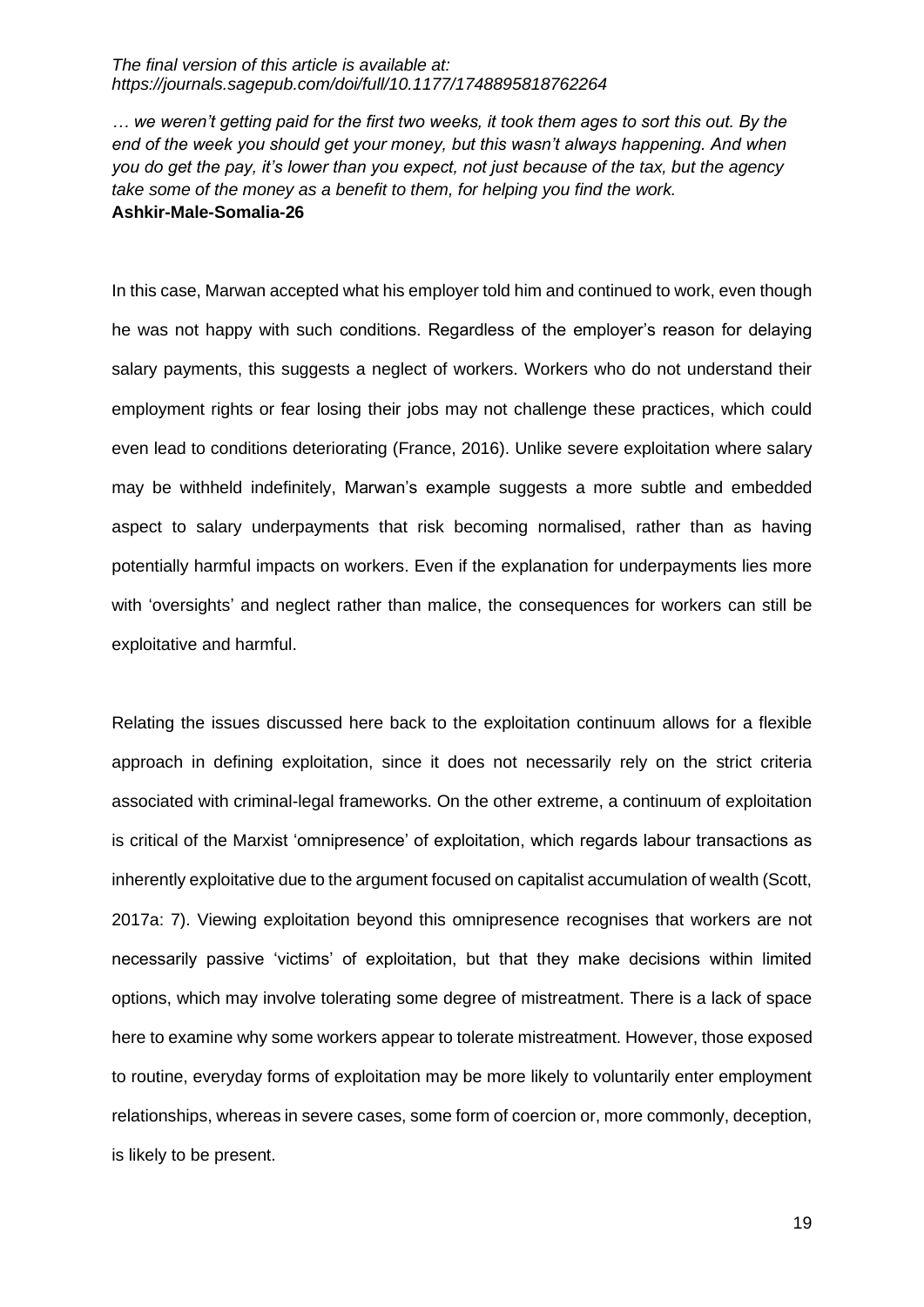*The final version of this article is available at: https://journals.sagepub.com/doi/full/10.1177/1748895818762264*

*… we weren't getting paid for the first two weeks, it took them ages to sort this out. By the end of the week you should get your money, but this wasn't always happening. And when you do get the pay, it's lower than you expect, not just because of the tax, but the agency take some of the money as a benefit to them, for helping you find the work.*
**Ashkir-Male-Somalia-26**

In this case, Marwan accepted what his employer told him and continued to work, even though he was not happy with such conditions. Regardless of the employer's reason for delaying salary payments, this suggests a neglect of workers. Workers who do not understand their employment rights or fear losing their jobs may not challenge these practices, which could even lead to conditions deteriorating (France, 2016). Unlike severe exploitation where salary may be withheld indefinitely, Marwan's example suggests a more subtle and embedded aspect to salary underpayments that risk becoming normalised, rather than as having potentially harmful impacts on workers. Even if the explanation for underpayments lies more with 'oversights' and neglect rather than malice, the consequences for workers can still be exploitative and harmful.

Relating the issues discussed here back to the exploitation continuum allows for a flexible approach in defining exploitation, since it does not necessarily rely on the strict criteria associated with criminal-legal frameworks. On the other extreme, a continuum of exploitation is critical of the Marxist 'omnipresence' of exploitation, which regards labour transactions as inherently exploitative due to the argument focused on capitalist accumulation of wealth (Scott, 2017a: 7). Viewing exploitation beyond this omnipresence recognises that workers are not necessarily passive 'victims' of exploitation, but that they make decisions within limited options, which may involve tolerating some degree of mistreatment. There is a lack of space here to examine why some workers appear to tolerate mistreatment. However, those exposed to routine, everyday forms of exploitation may be more likely to voluntarily enter employment relationships, whereas in severe cases, some form of coercion or, more commonly, deception, is likely to be present.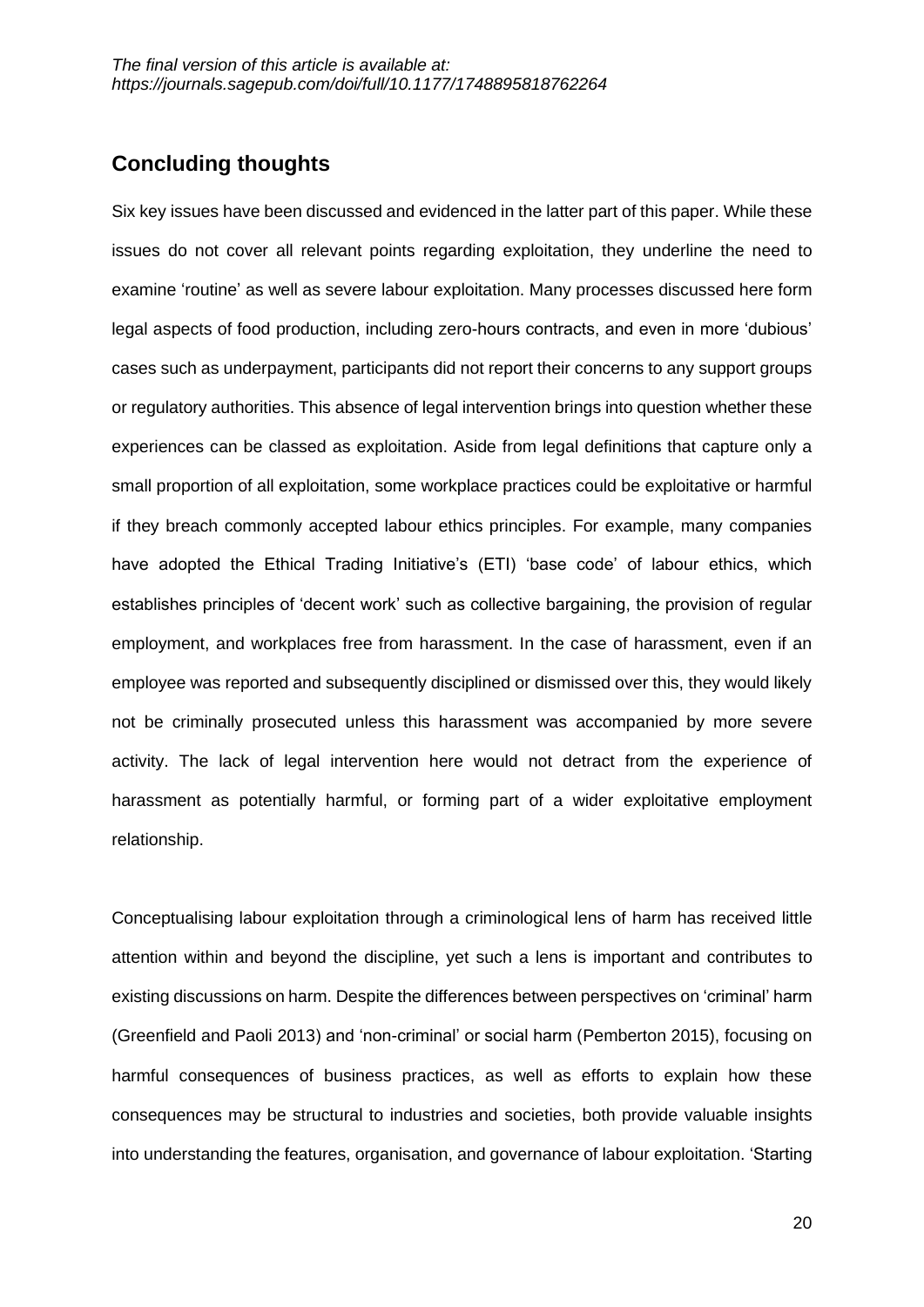## Concluding thoughts

Six key issues have been discussed and evidenced in the latter part of this paper. While these issues do not cover all relevant points regarding exploitation, they underline the need to examine 'routine' as well as severe labour exploitation. Many processes discussed here form legal aspects of food production, including zero-hours contracts, and even in more 'dubious' cases such as underpayment, participants did not report their concerns to any support groups or regulatory authorities. This absence of legal intervention brings into question whether these experiences can be classed as exploitation. Aside from legal definitions that capture only a small proportion of all exploitation, some workplace practices could be exploitative or harmful if they breach commonly accepted labour ethics principles. For example, many companies have adopted the Ethical Trading Initiative's (ETI) 'base code' of labour ethics, which establishes principles of 'decent work' such as collective bargaining, the provision of regular employment, and workplaces free from harassment. In the case of harassment, even if an employee was reported and subsequently disciplined or dismissed over this, they would likely not be criminally prosecuted unless this harassment was accompanied by more severe activity. The lack of legal intervention here would not detract from the experience of harassment as potentially harmful, or forming part of a wider exploitative employment relationship.

Conceptualising labour exploitation through a criminological lens of harm has received little attention within and beyond the discipline, yet such a lens is important and contributes to existing discussions on harm. Despite the differences between perspectives on 'criminal' harm (Greenfield and Paoli 2013) and 'non-criminal' or social harm (Pemberton 2015), focusing on harmful consequences of business practices, as well as efforts to explain how these consequences may be structural to industries and societies, both provide valuable insights into understanding the features, organisation, and governance of labour exploitation. 'Starting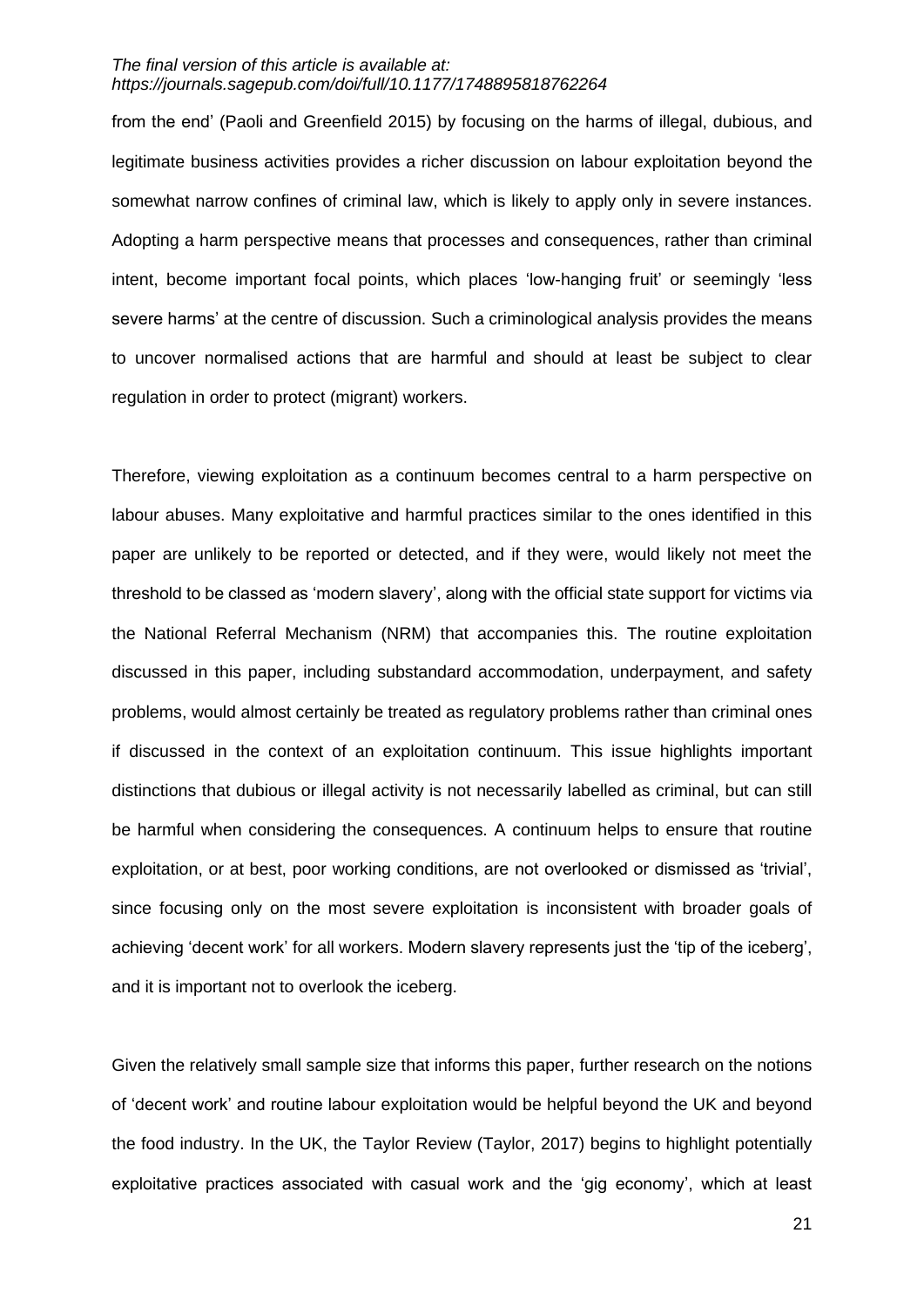from the end' (Paoli and Greenfield 2015) by focusing on the harms of illegal, dubious, and legitimate business activities provides a richer discussion on labour exploitation beyond the somewhat narrow confines of criminal law, which is likely to apply only in severe instances. Adopting a harm perspective means that processes and consequences, rather than criminal intent, become important focal points, which places 'low-hanging fruit' or seemingly 'less severe harms' at the centre of discussion. Such a criminological analysis provides the means to uncover normalised actions that are harmful and should at least be subject to clear regulation in order to protect (migrant) workers.

Therefore, viewing exploitation as a continuum becomes central to a harm perspective on labour abuses. Many exploitative and harmful practices similar to the ones identified in this paper are unlikely to be reported or detected, and if they were, would likely not meet the threshold to be classed as 'modern slavery', along with the official state support for victims via the National Referral Mechanism (NRM) that accompanies this. The routine exploitation discussed in this paper, including substandard accommodation, underpayment, and safety problems, would almost certainly be treated as regulatory problems rather than criminal ones if discussed in the context of an exploitation continuum. This issue highlights important distinctions that dubious or illegal activity is not necessarily labelled as criminal, but can still be harmful when considering the consequences. A continuum helps to ensure that routine exploitation, or at best, poor working conditions, are not overlooked or dismissed as 'trivial', since focusing only on the most severe exploitation is inconsistent with broader goals of achieving 'decent work' for all workers. Modern slavery represents just the 'tip of the iceberg', and it is important not to overlook the iceberg.

Given the relatively small sample size that informs this paper, further research on the notions of 'decent work' and routine labour exploitation would be helpful beyond the UK and beyond the food industry. In the UK, the Taylor Review (Taylor, 2017) begins to highlight potentially exploitative practices associated with casual work and the 'gig economy', which at least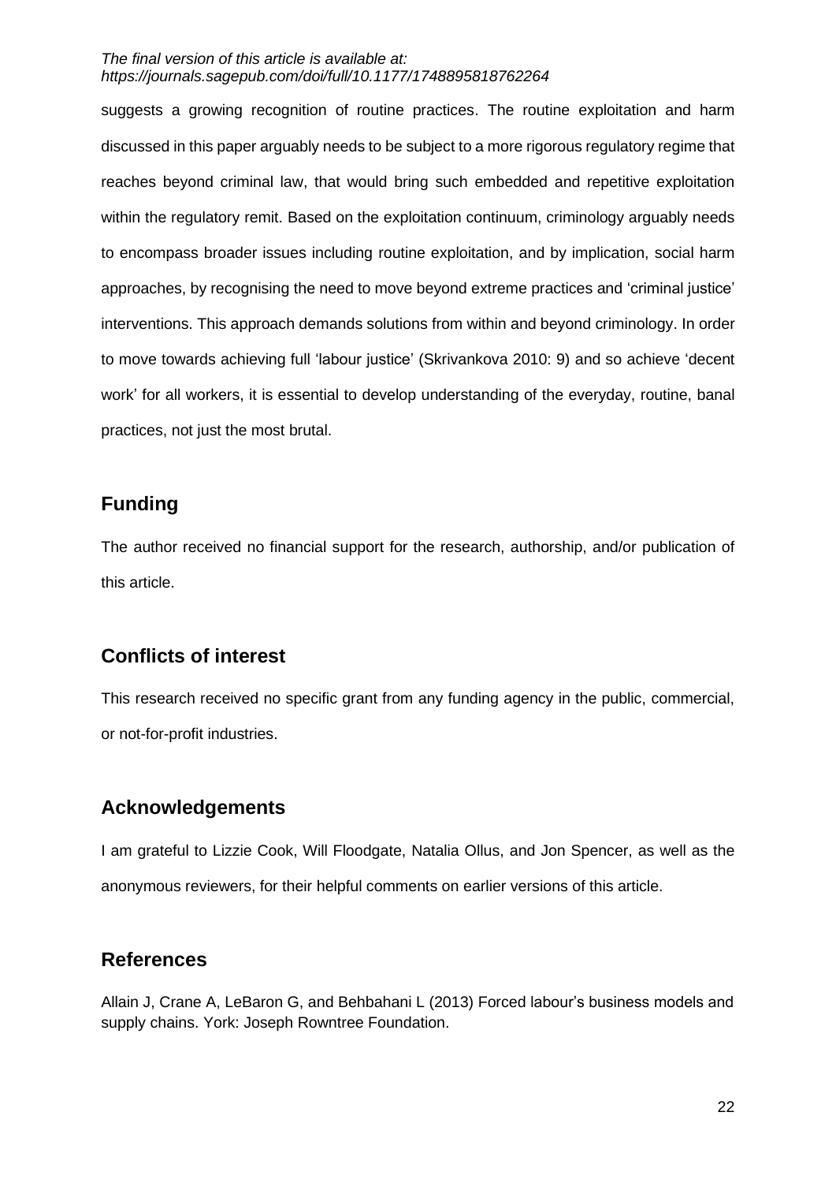suggests a growing recognition of routine practices. The routine exploitation and harm discussed in this paper arguably needs to be subject to a more rigorous regulatory regime that reaches beyond criminal law, that would bring such embedded and repetitive exploitation within the regulatory remit. Based on the exploitation continuum, criminology arguably needs to encompass broader issues including routine exploitation, and by implication, social harm approaches, by recognising the need to move beyond extreme practices and 'criminal justice' interventions. This approach demands solutions from within and beyond criminology. In order to move towards achieving full 'labour justice' (Skrivankova 2010: 9) and so achieve 'decent work' for all workers, it is essential to develop understanding of the everyday, routine, banal practices, not just the most brutal.

## Funding

The author received no financial support for the research, authorship, and/or publication of this article.

## Conflicts of interest

This research received no specific grant from any funding agency in the public, commercial, or not-for-profit industries.

## Acknowledgements

I am grateful to Lizzie Cook, Will Floodgate, Natalia Ollus, and Jon Spencer, as well as the anonymous reviewers, for their helpful comments on earlier versions of this article.

## References

Allain J, Crane A, LeBaron G, and Behbahani L (2013) Forced labour's business models and supply chains. York: Joseph Rowntree Foundation.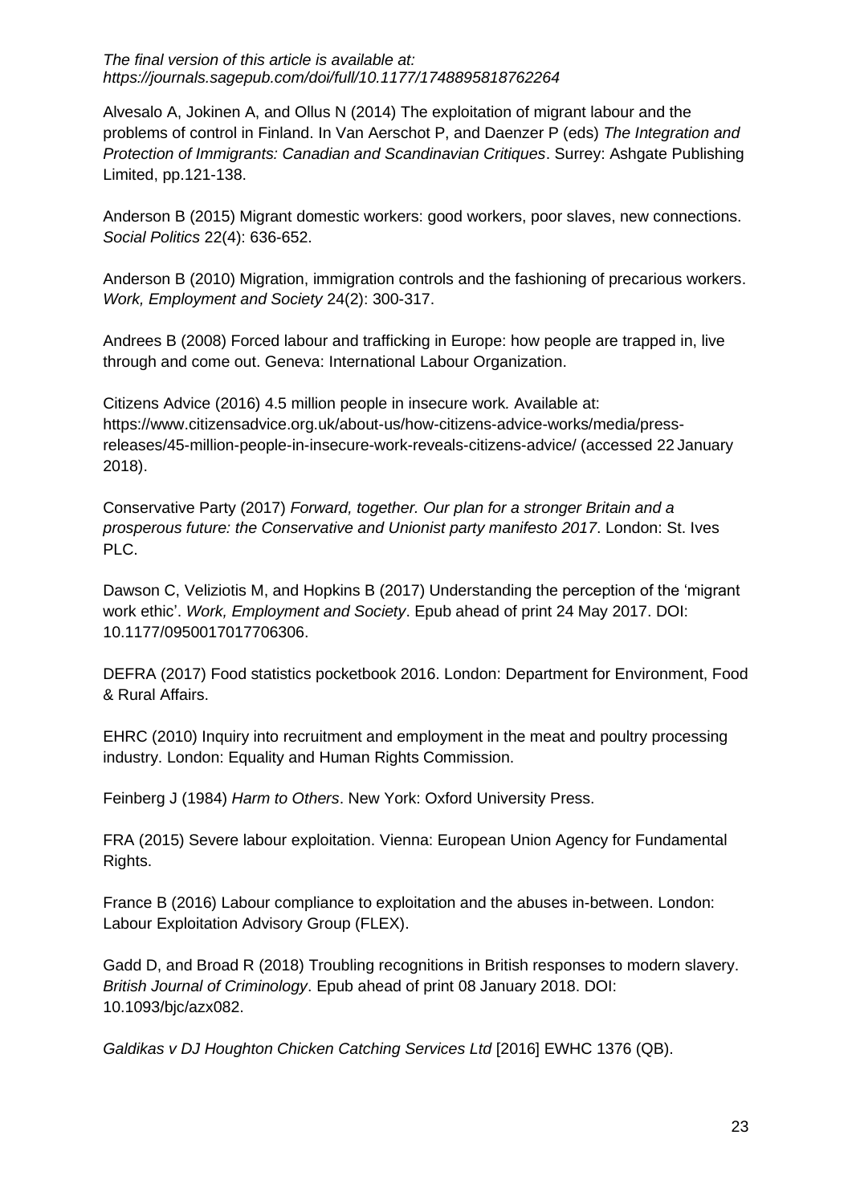*The final version of this article is available at: https://journals.sagepub.com/doi/full/10.1177/1748895818762264*

Alvesalo A, Jokinen A, and Ollus N (2014) The exploitation of migrant labour and the problems of control in Finland. In Van Aerschot P, and Daenzer P (eds) *The Integration and Protection of Immigrants: Canadian and Scandinavian Critiques*. Surrey: Ashgate Publishing Limited, pp.121-138.

Anderson B (2015) Migrant domestic workers: good workers, poor slaves, new connections. *Social Politics* 22(4): 636-652.

Anderson B (2010) Migration, immigration controls and the fashioning of precarious workers. *Work, Employment and Society* 24(2): 300-317.

Andrees B (2008) Forced labour and trafficking in Europe: how people are trapped in, live through and come out. Geneva: International Labour Organization.

Citizens Advice (2016) 4.5 million people in insecure work*.* Available at: https://www.citizensadvice.org.uk/about-us/how-citizens-advice-works/media/press-releases/45-million-people-in-insecure-work-reveals-citizens-advice/ (accessed 22 January 2018).

Conservative Party (2017) *Forward, together. Our plan for a stronger Britain and a prosperous future: the Conservative and Unionist party manifesto 2017*. London: St. Ives PLC.

Dawson C, Veliziotis M, and Hopkins B (2017) Understanding the perception of the 'migrant work ethic'. *Work, Employment and Society*. Epub ahead of print 24 May 2017. DOI: 10.1177/0950017017706306.

DEFRA (2017) Food statistics pocketbook 2016. London: Department for Environment, Food & Rural Affairs.

EHRC (2010) Inquiry into recruitment and employment in the meat and poultry processing industry. London: Equality and Human Rights Commission.

Feinberg J (1984) *Harm to Others*. New York: Oxford University Press.

FRA (2015) Severe labour exploitation. Vienna: European Union Agency for Fundamental Rights.

France B (2016) Labour compliance to exploitation and the abuses in-between. London: Labour Exploitation Advisory Group (FLEX).

Gadd D, and Broad R (2018) Troubling recognitions in British responses to modern slavery. *British Journal of Criminology*. Epub ahead of print 08 January 2018. DOI: 10.1093/bjc/azx082.

*Galdikas v DJ Houghton Chicken Catching Services Ltd* [2016] EWHC 1376 (QB).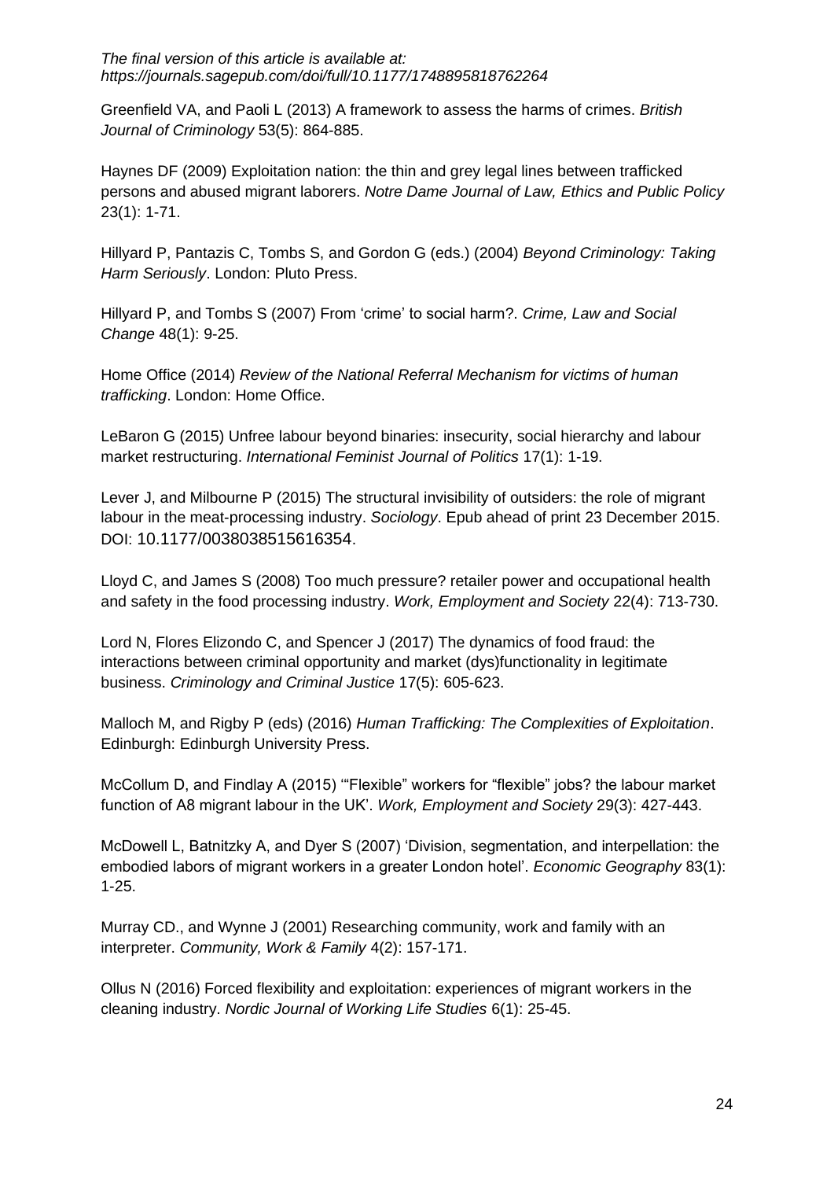*The final version of this article is available at: https://journals.sagepub.com/doi/full/10.1177/1748895818762264*

Greenfield VA, and Paoli L (2013) A framework to assess the harms of crimes. *British Journal of Criminology* 53(5): 864-885.

Haynes DF (2009) Exploitation nation: the thin and grey legal lines between trafficked persons and abused migrant laborers. *Notre Dame Journal of Law, Ethics and Public Policy* 23(1): 1-71.

Hillyard P, Pantazis C, Tombs S, and Gordon G (eds.) (2004) *Beyond Criminology: Taking Harm Seriously*. London: Pluto Press.

Hillyard P, and Tombs S (2007) From 'crime' to social harm?. *Crime, Law and Social Change* 48(1): 9-25.

Home Office (2014) *Review of the National Referral Mechanism for victims of human trafficking*. London: Home Office.

LeBaron G (2015) Unfree labour beyond binaries: insecurity, social hierarchy and labour market restructuring. *International Feminist Journal of Politics* 17(1): 1-19.

Lever J, and Milbourne P (2015) The structural invisibility of outsiders: the role of migrant labour in the meat-processing industry. *Sociology*. Epub ahead of print 23 December 2015. DOI: 10.1177/0038038515616354.

Lloyd C, and James S (2008) Too much pressure? retailer power and occupational health and safety in the food processing industry. *Work, Employment and Society* 22(4): 713-730.

Lord N, Flores Elizondo C, and Spencer J (2017) The dynamics of food fraud: the interactions between criminal opportunity and market (dys)functionality in legitimate business. *Criminology and Criminal Justice* 17(5): 605-623.

Malloch M, and Rigby P (eds) (2016) *Human Trafficking: The Complexities of Exploitation*. Edinburgh: Edinburgh University Press.

McCollum D, and Findlay A (2015) '"Flexible" workers for "flexible" jobs? the labour market function of A8 migrant labour in the UK'. *Work, Employment and Society* 29(3): 427-443.

McDowell L, Batnitzky A, and Dyer S (2007) 'Division, segmentation, and interpellation: the embodied labors of migrant workers in a greater London hotel'. *Economic Geography* 83(1): 1-25.

Murray CD., and Wynne J (2001) Researching community, work and family with an interpreter. *Community, Work & Family* 4(2): 157-171.

Ollus N (2016) Forced flexibility and exploitation: experiences of migrant workers in the cleaning industry. *Nordic Journal of Working Life Studies* 6(1): 25-45.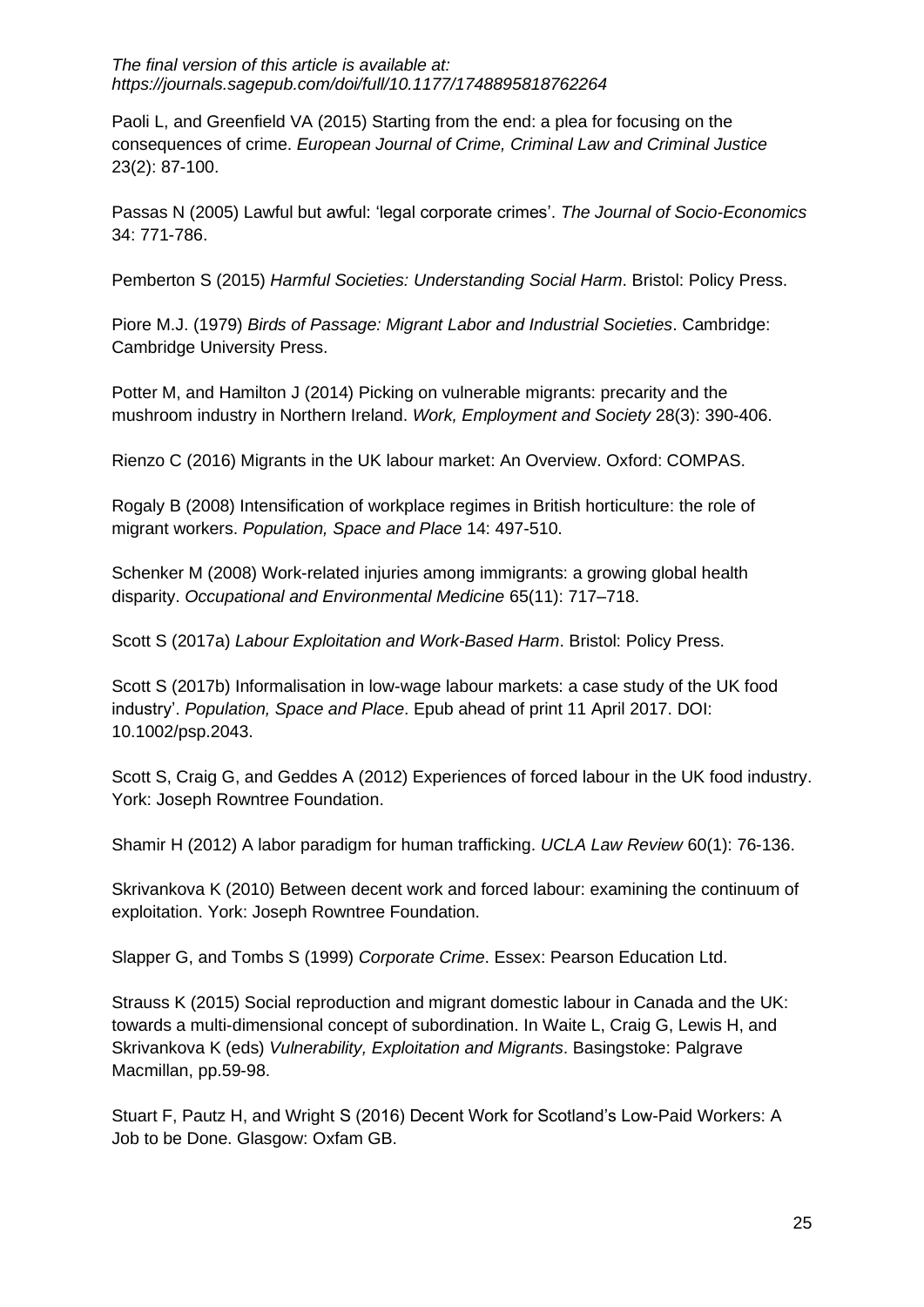*The final version of this article is available at: https://journals.sagepub.com/doi/full/10.1177/1748895818762264*

Paoli L, and Greenfield VA (2015) Starting from the end: a plea for focusing on the consequences of crime. *European Journal of Crime, Criminal Law and Criminal Justice* 23(2): 87-100.

Passas N (2005) Lawful but awful: 'legal corporate crimes'. *The Journal of Socio-Economics* 34: 771-786.

Pemberton S (2015) *Harmful Societies: Understanding Social Harm*. Bristol: Policy Press.

Piore M.J. (1979) *Birds of Passage: Migrant Labor and Industrial Societies*. Cambridge: Cambridge University Press.

Potter M, and Hamilton J (2014) Picking on vulnerable migrants: precarity and the mushroom industry in Northern Ireland. *Work, Employment and Society* 28(3): 390-406.

Rienzo C (2016) Migrants in the UK labour market: An Overview. Oxford: COMPAS.

Rogaly B (2008) Intensification of workplace regimes in British horticulture: the role of migrant workers. *Population, Space and Place* 14: 497-510.

Schenker M (2008) Work-related injuries among immigrants: a growing global health disparity. *Occupational and Environmental Medicine* 65(11): 717–718.

Scott S (2017a) *Labour Exploitation and Work-Based Harm*. Bristol: Policy Press.

Scott S (2017b) Informalisation in low-wage labour markets: a case study of the UK food industry'. *Population, Space and Place*. Epub ahead of print 11 April 2017. DOI: 10.1002/psp.2043.

Scott S, Craig G, and Geddes A (2012) Experiences of forced labour in the UK food industry. York: Joseph Rowntree Foundation.

Shamir H (2012) A labor paradigm for human trafficking. *UCLA Law Review* 60(1): 76-136.

Skrivankova K (2010) Between decent work and forced labour: examining the continuum of exploitation. York: Joseph Rowntree Foundation.

Slapper G, and Tombs S (1999) *Corporate Crime*. Essex: Pearson Education Ltd.

Strauss K (2015) Social reproduction and migrant domestic labour in Canada and the UK: towards a multi-dimensional concept of subordination. In Waite L, Craig G, Lewis H, and Skrivankova K (eds) *Vulnerability, Exploitation and Migrants*. Basingstoke: Palgrave Macmillan, pp.59-98.

Stuart F, Pautz H, and Wright S (2016) Decent Work for Scotland's Low-Paid Workers: A Job to be Done. Glasgow: Oxfam GB.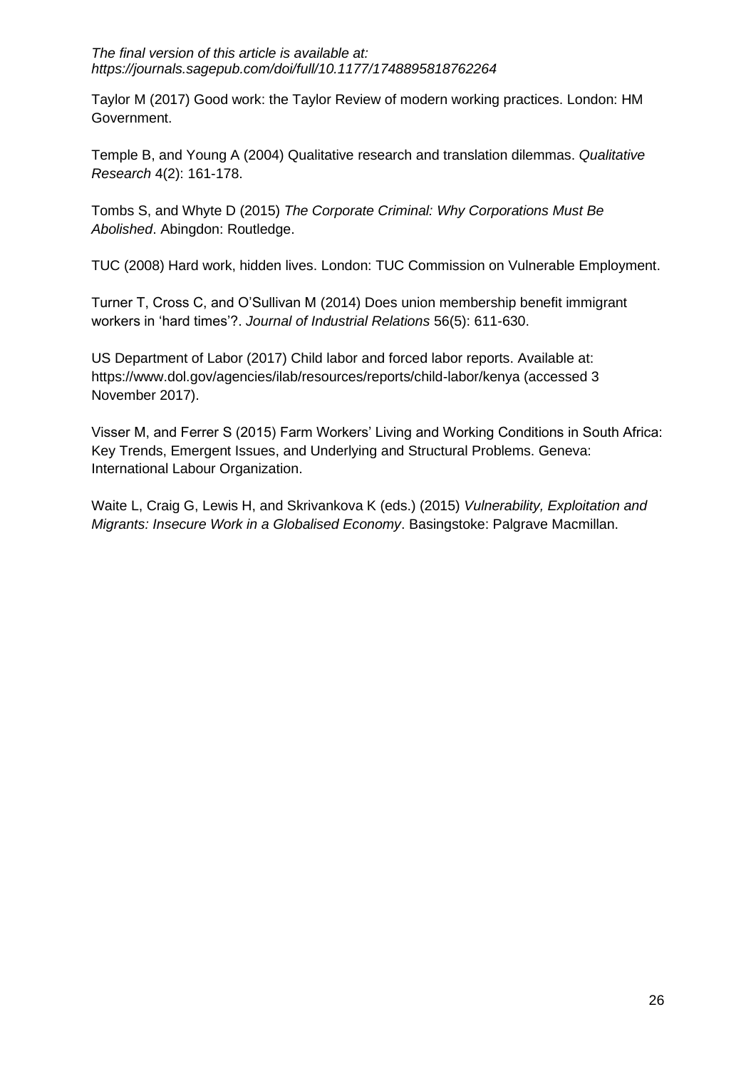Taylor M (2017) Good work: the Taylor Review of modern working practices. London: HM Government.

Temple B, and Young A (2004) Qualitative research and translation dilemmas. *Qualitative Research* 4(2): 161-178.

Tombs S, and Whyte D (2015) *The Corporate Criminal: Why Corporations Must Be Abolished*. Abingdon: Routledge.

TUC (2008) Hard work, hidden lives. London: TUC Commission on Vulnerable Employment.

Turner T, Cross C, and O'Sullivan M (2014) Does union membership benefit immigrant workers in 'hard times'?. *Journal of Industrial Relations* 56(5): 611-630.

US Department of Labor (2017) Child labor and forced labor reports. Available at: https://www.dol.gov/agencies/ilab/resources/reports/child-labor/kenya (accessed 3 November 2017).

Visser M, and Ferrer S (2015) Farm Workers' Living and Working Conditions in South Africa: Key Trends, Emergent Issues, and Underlying and Structural Problems. Geneva: International Labour Organization.

Waite L, Craig G, Lewis H, and Skrivankova K (eds.) (2015) *Vulnerability, Exploitation and Migrants: Insecure Work in a Globalised Economy*. Basingstoke: Palgrave Macmillan.